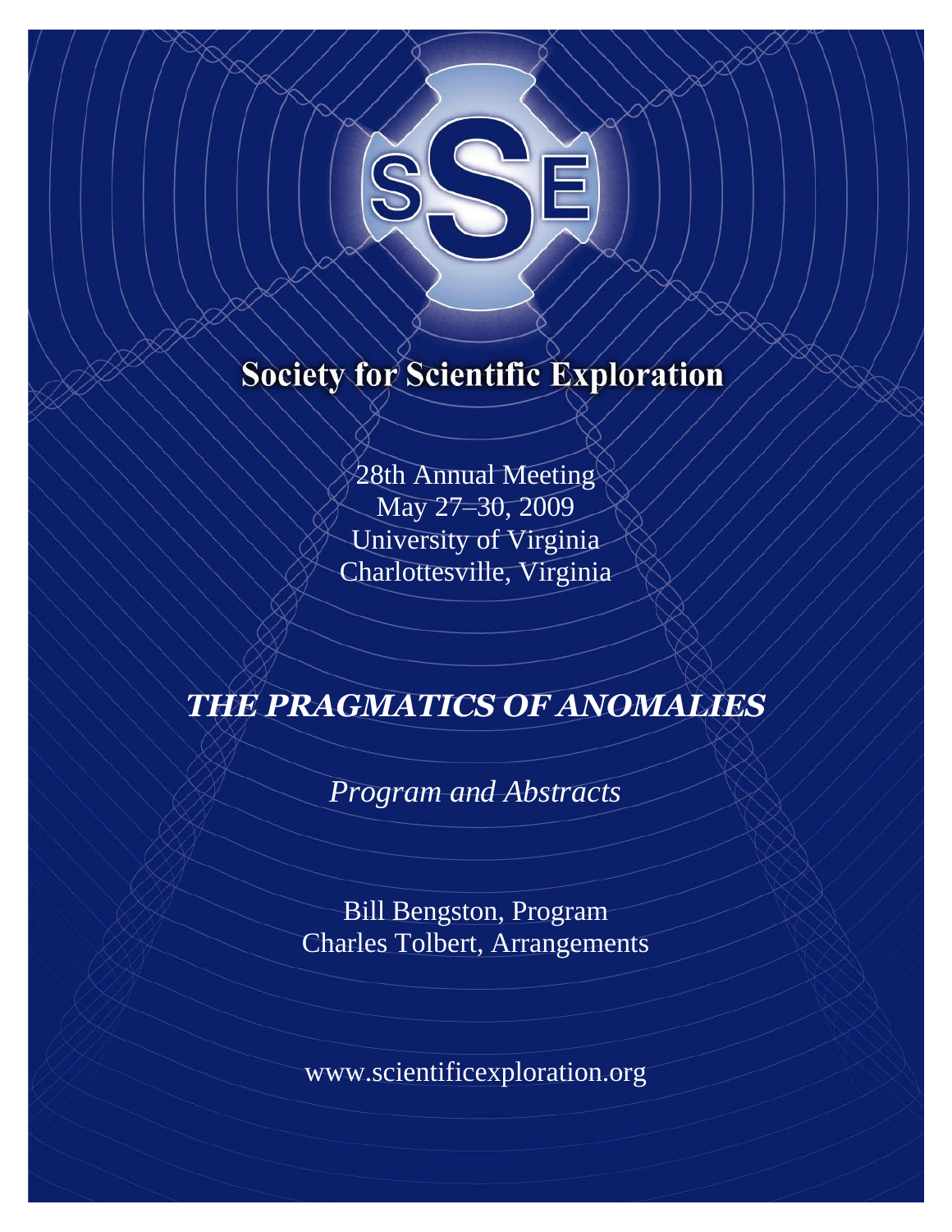# Society for Scientific Exploration

28th Annual Meeting
May 27–30, 2009
University of Virginia
Charlottesville, Virginia

## *THE PRAGMATICS OF ANOMALIES*

*Program and Abstracts*

Bill Bengston, Program
Charles Tolbert, Arrangements

www.scientificexploration.org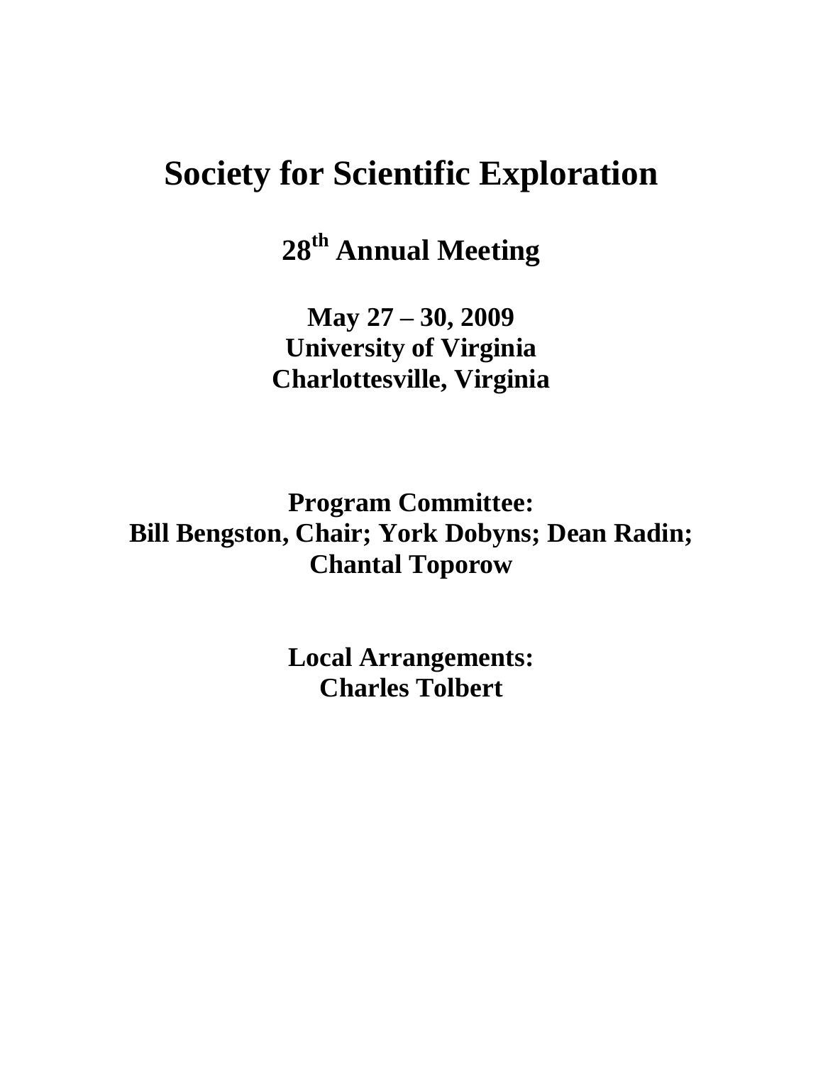# Society for Scientific Exploration

## 28th Annual Meeting

**May 27 – 30, 2009**
**University of Virginia**
**Charlottesville, Virginia**

**Program Committee:**
**Bill Bengston, Chair; York Dobyns; Dean Radin; Chantal Toporow**

**Local Arrangements:**
**Charles Tolbert**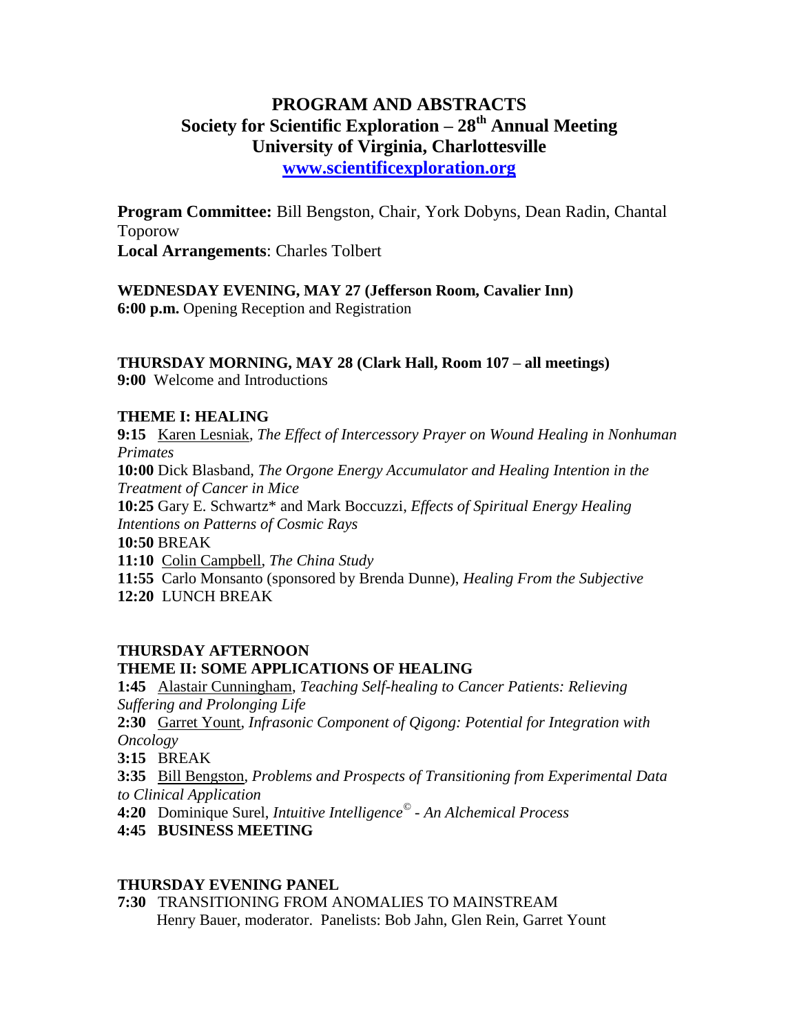# PROGRAM AND ABSTRACTS
## Society for Scientific Exploration – 28th Annual Meeting
## University of Virginia, Charlottesville
## www.scientificexploration.org

**Program Committee:** Bill Bengston, Chair, York Dobyns, Dean Radin, Chantal Toporow
**Local Arrangements**: Charles Tolbert

**WEDNESDAY EVENING, MAY 27 (Jefferson Room, Cavalier Inn)**
**6:00 p.m.** Opening Reception and Registration

**THURSDAY MORNING, MAY 28 (Clark Hall, Room 107 – all meetings)**
**9:00** Welcome and Introductions

**THEME I: HEALING**
**9:15** Karen Lesniak, *The Effect of Intercessory Prayer on Wound Healing in Nonhuman Primates*
**10:00** Dick Blasband, *The Orgone Energy Accumulator and Healing Intention in the Treatment of Cancer in Mice*
**10:25** Gary E. Schwartz* and Mark Boccuzzi, *Effects of Spiritual Energy Healing Intentions on Patterns of Cosmic Rays*
**10:50** BREAK
**11:10** Colin Campbell, *The China Study*
**11:55** Carlo Monsanto (sponsored by Brenda Dunne), *Healing From the Subjective*
**12:20** LUNCH BREAK

**THURSDAY AFTERNOON**
**THEME II: SOME APPLICATIONS OF HEALING**
**1:45** Alastair Cunningham, *Teaching Self-healing to Cancer Patients: Relieving Suffering and Prolonging Life*
**2:30** Garret Yount, *Infrasonic Component of Qigong: Potential for Integration with Oncology*
**3:15** BREAK
**3:35** Bill Bengston, *Problems and Prospects of Transitioning from Experimental Data to Clinical Application*
**4:20** Dominique Surel, *Intuitive Intelligence© - An Alchemical Process*
**4:45 BUSINESS MEETING**

**THURSDAY EVENING PANEL**
**7:30** TRANSITIONING FROM ANOMALIES TO MAINSTREAM
Henry Bauer, moderator. Panelists: Bob Jahn, Glen Rein, Garret Yount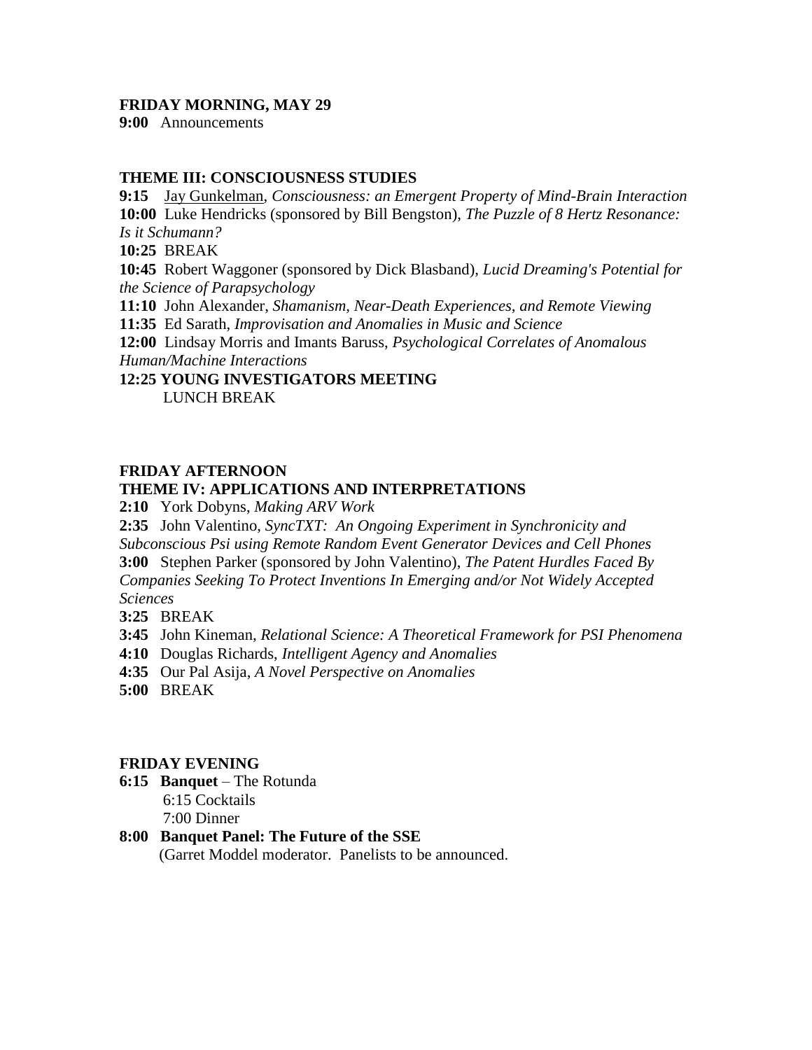**FRIDAY MORNING, MAY 29**

**9:00** Announcements

**THEME III: CONSCIOUSNESS STUDIES**

**9:15** Jay Gunkelman, *Consciousness: an Emergent Property of Mind-Brain Interaction*

**10:00** Luke Hendricks (sponsored by Bill Bengston), *The Puzzle of 8 Hertz Resonance: Is it Schumann?*

**10:25** BREAK

**10:45** Robert Waggoner (sponsored by Dick Blasband), *Lucid Dreaming's Potential for the Science of Parapsychology*

**11:10** John Alexander, *Shamanism, Near-Death Experiences, and Remote Viewing*

**11:35** Ed Sarath, *Improvisation and Anomalies in Music and Science*

**12:00** Lindsay Morris and Imants Baruss, *Psychological Correlates of Anomalous Human/Machine Interactions*

**12:25 YOUNG INVESTIGATORS MEETING**

LUNCH BREAK

**FRIDAY AFTERNOON**

**THEME IV: APPLICATIONS AND INTERPRETATIONS**

**2:10** York Dobyns, *Making ARV Work*

**2:35** John Valentino, *SyncTXT: An Ongoing Experiment in Synchronicity and Subconscious Psi using Remote Random Event Generator Devices and Cell Phones*

**3:00** Stephen Parker (sponsored by John Valentino), *The Patent Hurdles Faced By Companies Seeking To Protect Inventions In Emerging and/or Not Widely Accepted Sciences*

**3:25** BREAK

**3:45** John Kineman, *Relational Science: A Theoretical Framework for PSI Phenomena*

**4:10** Douglas Richards, *Intelligent Agency and Anomalies*

**4:35** Our Pal Asija, *A Novel Perspective on Anomalies*

**5:00** BREAK

**FRIDAY EVENING**

**6:15 Banquet** – The Rotunda

6:15 Cocktails

7:00 Dinner

**8:00 Banquet Panel: The Future of the SSE**

(Garret Moddel moderator. Panelists to be announced.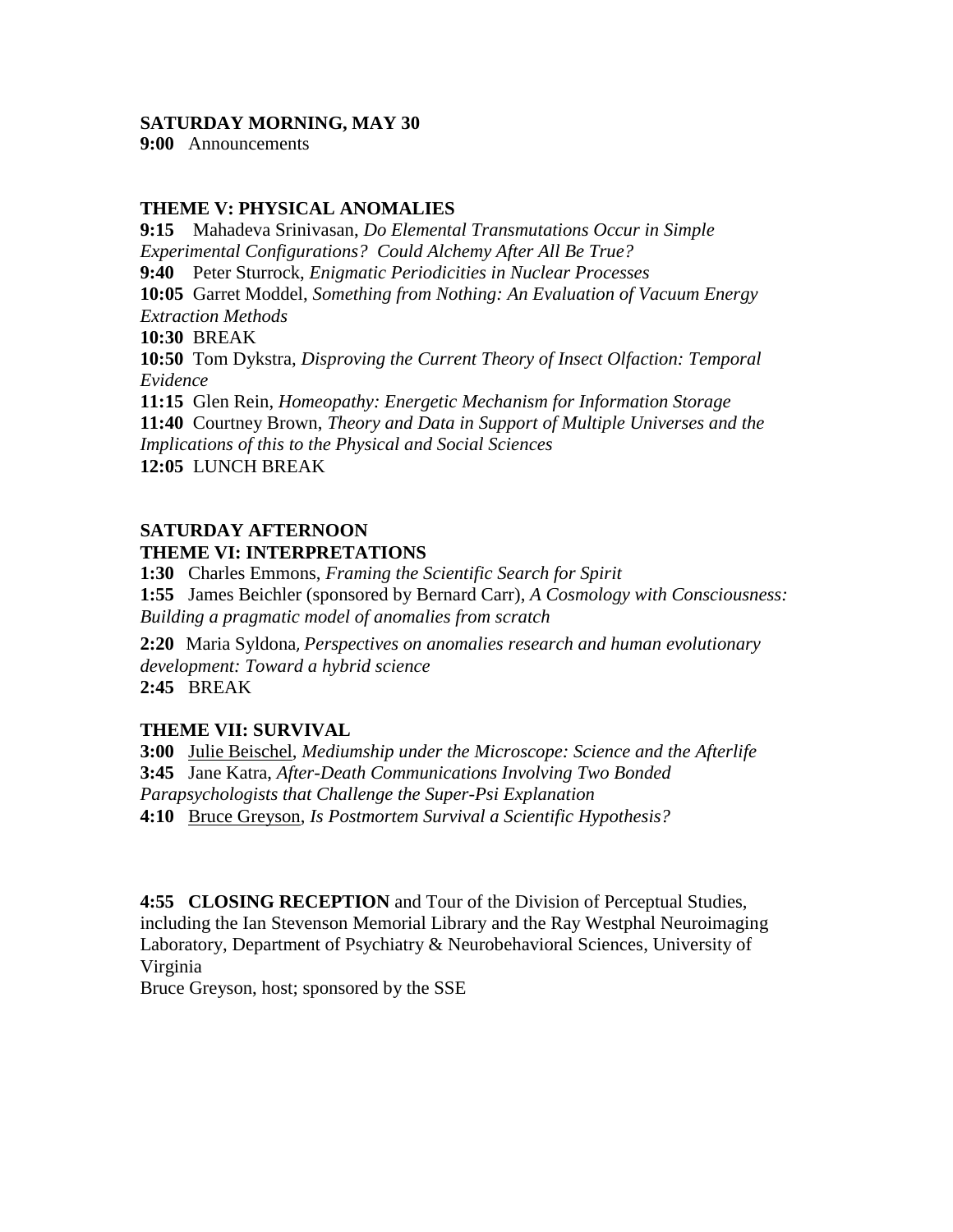**SATURDAY MORNING, MAY 30**

**9:00** Announcements

**THEME V: PHYSICAL ANOMALIES**

**9:15** Mahadeva Srinivasan, *Do Elemental Transmutations Occur in Simple Experimental Configurations? Could Alchemy After All Be True?*
**9:40** Peter Sturrock, *Enigmatic Periodicities in Nuclear Processes*
**10:05** Garret Moddel, *Something from Nothing: An Evaluation of Vacuum Energy Extraction Methods*
**10:30** BREAK
**10:50** Tom Dykstra, *Disproving the Current Theory of Insect Olfaction: Temporal Evidence*
**11:15** Glen Rein, *Homeopathy: Energetic Mechanism for Information Storage*
**11:40** Courtney Brown, *Theory and Data in Support of Multiple Universes and the Implications of this to the Physical and Social Sciences*
**12:05** LUNCH BREAK

**SATURDAY AFTERNOON**

**THEME VI: INTERPRETATIONS**

**1:30** Charles Emmons, *Framing the Scientific Search for Spirit*
**1:55** James Beichler (sponsored by Bernard Carr), *A Cosmology with Consciousness: Building a pragmatic model of anomalies from scratch*

**2:20** Maria Syldona, *Perspectives on anomalies research and human evolutionary development: Toward a hybrid science*
**2:45** BREAK

**THEME VII: SURVIVAL**

**3:00** Julie Beischel, *Mediumship under the Microscope: Science and the Afterlife*
**3:45** Jane Katra, *After-Death Communications Involving Two Bonded Parapsychologists that Challenge the Super-Psi Explanation*
**4:10** Bruce Greyson, *Is Postmortem Survival a Scientific Hypothesis?*

**4:55 CLOSING RECEPTION** and Tour of the Division of Perceptual Studies, including the Ian Stevenson Memorial Library and the Ray Westphal Neuroimaging Laboratory, Department of Psychiatry & Neurobehavioral Sciences, University of Virginia
Bruce Greyson, host; sponsored by the SSE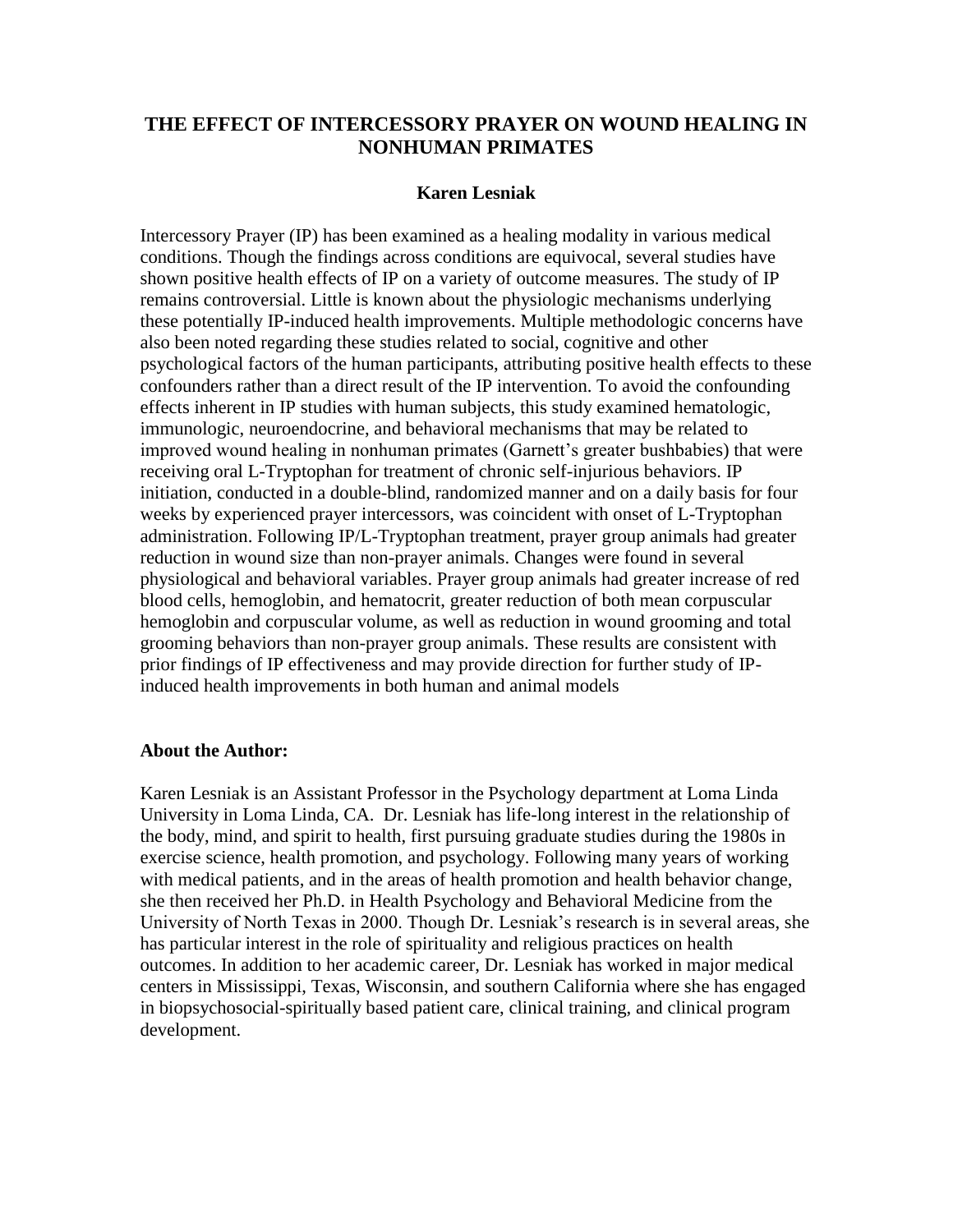# THE EFFECT OF INTERCESSORY PRAYER ON WOUND HEALING IN NONHUMAN PRIMATES

**Karen Lesniak**

Intercessory Prayer (IP) has been examined as a healing modality in various medical conditions. Though the findings across conditions are equivocal, several studies have shown positive health effects of IP on a variety of outcome measures. The study of IP remains controversial. Little is known about the physiologic mechanisms underlying these potentially IP-induced health improvements. Multiple methodologic concerns have also been noted regarding these studies related to social, cognitive and other psychological factors of the human participants, attributing positive health effects to these confounders rather than a direct result of the IP intervention. To avoid the confounding effects inherent in IP studies with human subjects, this study examined hematologic, immunologic, neuroendocrine, and behavioral mechanisms that may be related to improved wound healing in nonhuman primates (Garnett's greater bushbabies) that were receiving oral L-Tryptophan for treatment of chronic self-injurious behaviors. IP initiation, conducted in a double-blind, randomized manner and on a daily basis for four weeks by experienced prayer intercessors, was coincident with onset of L-Tryptophan administration. Following IP/L-Tryptophan treatment, prayer group animals had greater reduction in wound size than non-prayer animals. Changes were found in several physiological and behavioral variables. Prayer group animals had greater increase of red blood cells, hemoglobin, and hematocrit, greater reduction of both mean corpuscular hemoglobin and corpuscular volume, as well as reduction in wound grooming and total grooming behaviors than non-prayer group animals. These results are consistent with prior findings of IP effectiveness and may provide direction for further study of IP-induced health improvements in both human and animal models

**About the Author:**

Karen Lesniak is an Assistant Professor in the Psychology department at Loma Linda University in Loma Linda, CA. Dr. Lesniak has life-long interest in the relationship of the body, mind, and spirit to health, first pursuing graduate studies during the 1980s in exercise science, health promotion, and psychology. Following many years of working with medical patients, and in the areas of health promotion and health behavior change, she then received her Ph.D. in Health Psychology and Behavioral Medicine from the University of North Texas in 2000. Though Dr. Lesniak's research is in several areas, she has particular interest in the role of spirituality and religious practices on health outcomes. In addition to her academic career, Dr. Lesniak has worked in major medical centers in Mississippi, Texas, Wisconsin, and southern California where she has engaged in biopsychosocial-spiritually based patient care, clinical training, and clinical program development.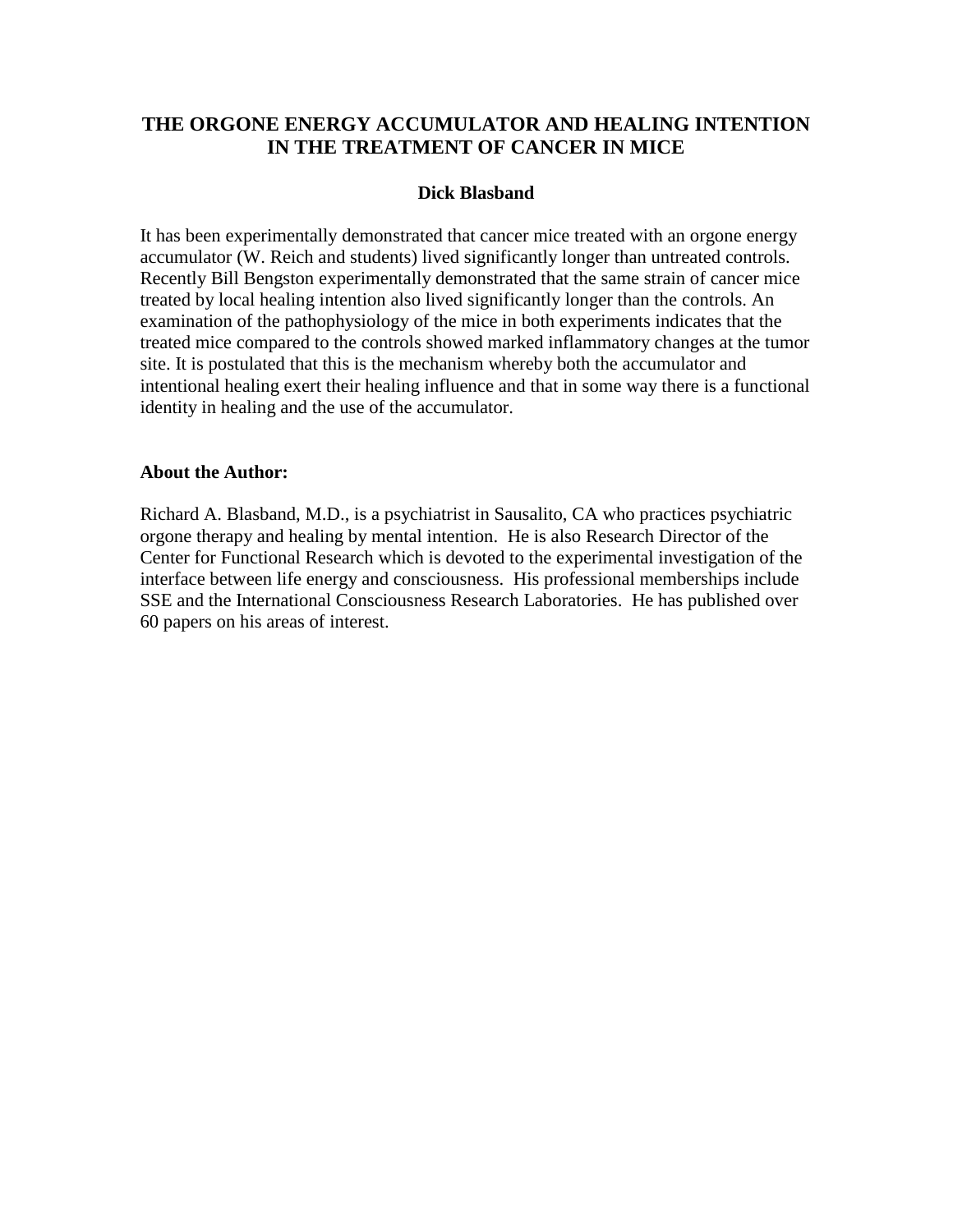# THE ORGONE ENERGY ACCUMULATOR AND HEALING INTENTION IN THE TREATMENT OF CANCER IN MICE

**Dick Blasband**

It has been experimentally demonstrated that cancer mice treated with an orgone energy accumulator (W. Reich and students) lived significantly longer than untreated controls. Recently Bill Bengston experimentally demonstrated that the same strain of cancer mice treated by local healing intention also lived significantly longer than the controls. An examination of the pathophysiology of the mice in both experiments indicates that the treated mice compared to the controls showed marked inflammatory changes at the tumor site. It is postulated that this is the mechanism whereby both the accumulator and intentional healing exert their healing influence and that in some way there is a functional identity in healing and the use of the accumulator.

**About the Author:**

Richard A. Blasband, M.D., is a psychiatrist in Sausalito, CA who practices psychiatric orgone therapy and healing by mental intention. He is also Research Director of the Center for Functional Research which is devoted to the experimental investigation of the interface between life energy and consciousness. His professional memberships include SSE and the International Consciousness Research Laboratories. He has published over 60 papers on his areas of interest.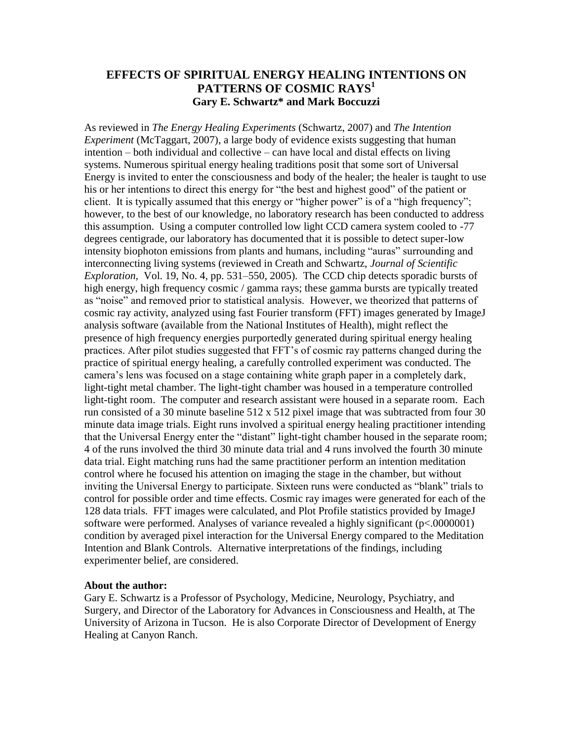## EFFECTS OF SPIRITUAL ENERGY HEALING INTENTIONS ON PATTERNS OF COSMIC RAYS[1]

**Gary E. Schwartz* and Mark Boccuzzi**

As reviewed in *The Energy Healing Experiments* (Schwartz, 2007) and *The Intention Experiment* (McTaggart, 2007), a large body of evidence exists suggesting that human intention – both individual and collective – can have local and distal effects on living systems. Numerous spiritual energy healing traditions posit that some sort of Universal Energy is invited to enter the consciousness and body of the healer; the healer is taught to use his or her intentions to direct this energy for "the best and highest good" of the patient or client. It is typically assumed that this energy or "higher power" is of a "high frequency"; however, to the best of our knowledge, no laboratory research has been conducted to address this assumption. Using a computer controlled low light CCD camera system cooled to -77 degrees centigrade, our laboratory has documented that it is possible to detect super-low intensity biophoton emissions from plants and humans, including "auras" surrounding and interconnecting living systems (reviewed in Creath and Schwartz, *Journal of Scientific Exploration*, Vol. 19, No. 4, pp. 531–550, 2005). The CCD chip detects sporadic bursts of high energy, high frequency cosmic / gamma rays; these gamma bursts are typically treated as "noise" and removed prior to statistical analysis. However, we theorized that patterns of cosmic ray activity, analyzed using fast Fourier transform (FFT) images generated by ImageJ analysis software (available from the National Institutes of Health), might reflect the presence of high frequency energies purportedly generated during spiritual energy healing practices. After pilot studies suggested that FFT's of cosmic ray patterns changed during the practice of spiritual energy healing, a carefully controlled experiment was conducted. The camera's lens was focused on a stage containing white graph paper in a completely dark, light-tight metal chamber. The light-tight chamber was housed in a temperature controlled light-tight room. The computer and research assistant were housed in a separate room. Each run consisted of a 30 minute baseline 512 x 512 pixel image that was subtracted from four 30 minute data image trials. Eight runs involved a spiritual energy healing practitioner intending that the Universal Energy enter the "distant" light-tight chamber housed in the separate room; 4 of the runs involved the third 30 minute data trial and 4 runs involved the fourth 30 minute data trial. Eight matching runs had the same practitioner perform an intention meditation control where he focused his attention on imaging the stage in the chamber, but without inviting the Universal Energy to participate. Sixteen runs were conducted as "blank" trials to control for possible order and time effects. Cosmic ray images were generated for each of the 128 data trials. FFT images were calculated, and Plot Profile statistics provided by ImageJ software were performed. Analyses of variance revealed a highly significant ($p<.0000001$) condition by averaged pixel interaction for the Universal Energy compared to the Meditation Intention and Blank Controls. Alternative interpretations of the findings, including experimenter belief, are considered.

**About the author:**

Gary E. Schwartz is a Professor of Psychology, Medicine, Neurology, Psychiatry, and Surgery, and Director of the Laboratory for Advances in Consciousness and Health, at The University of Arizona in Tucson. He is also Corporate Director of Development of Energy Healing at Canyon Ranch.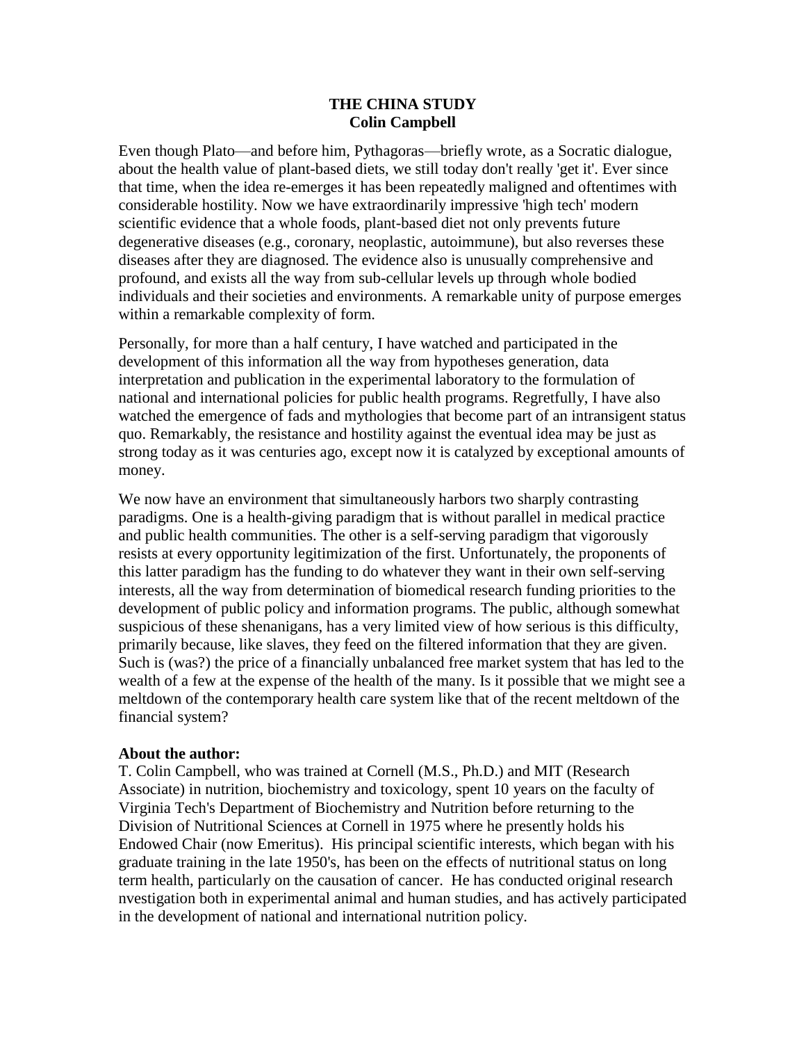**THE CHINA STUDY**
**Colin Campbell**

Even though Plato—and before him, Pythagoras—briefly wrote, as a Socratic dialogue, about the health value of plant-based diets, we still today don't really 'get it'. Ever since that time, when the idea re-emerges it has been repeatedly maligned and oftentimes with considerable hostility. Now we have extraordinarily impressive 'high tech' modern scientific evidence that a whole foods, plant-based diet not only prevents future degenerative diseases (e.g., coronary, neoplastic, autoimmune), but also reverses these diseases after they are diagnosed. The evidence also is unusually comprehensive and profound, and exists all the way from sub-cellular levels up through whole bodied individuals and their societies and environments. A remarkable unity of purpose emerges within a remarkable complexity of form.

Personally, for more than a half century, I have watched and participated in the development of this information all the way from hypotheses generation, data interpretation and publication in the experimental laboratory to the formulation of national and international policies for public health programs. Regretfully, I have also watched the emergence of fads and mythologies that become part of an intransigent status quo. Remarkably, the resistance and hostility against the eventual idea may be just as strong today as it was centuries ago, except now it is catalyzed by exceptional amounts of money.

We now have an environment that simultaneously harbors two sharply contrasting paradigms. One is a health-giving paradigm that is without parallel in medical practice and public health communities. The other is a self-serving paradigm that vigorously resists at every opportunity legitimization of the first. Unfortunately, the proponents of this latter paradigm has the funding to do whatever they want in their own self-serving interests, all the way from determination of biomedical research funding priorities to the development of public policy and information programs. The public, although somewhat suspicious of these shenanigans, has a very limited view of how serious is this difficulty, primarily because, like slaves, they feed on the filtered information that they are given. Such is (was?) the price of a financially unbalanced free market system that has led to the wealth of a few at the expense of the health of the many. Is it possible that we might see a meltdown of the contemporary health care system like that of the recent meltdown of the financial system?

**About the author:**
T. Colin Campbell, who was trained at Cornell (M.S., Ph.D.) and MIT (Research Associate) in nutrition, biochemistry and toxicology, spent 10 years on the faculty of Virginia Tech's Department of Biochemistry and Nutrition before returning to the Division of Nutritional Sciences at Cornell in 1975 where he presently holds his Endowed Chair (now Emeritus). His principal scientific interests, which began with his graduate training in the late 1950's, has been on the effects of nutritional status on long term health, particularly on the causation of cancer. He has conducted original research nvestigation both in experimental animal and human studies, and has actively participated in the development of national and international nutrition policy.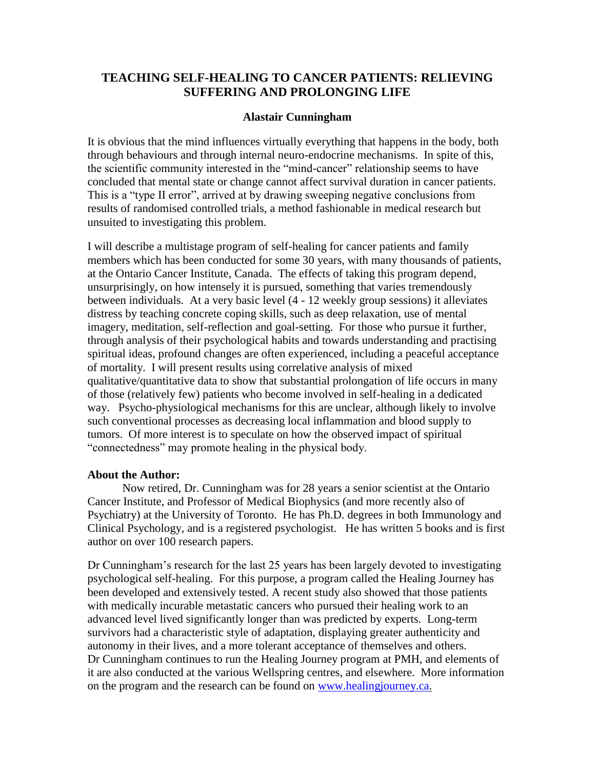# TEACHING SELF-HEALING TO CANCER PATIENTS: RELIEVING SUFFERING AND PROLONGING LIFE

**Alastair Cunningham**

It is obvious that the mind influences virtually everything that happens in the body, both through behaviours and through internal neuro-endocrine mechanisms. In spite of this, the scientific community interested in the "mind-cancer" relationship seems to have concluded that mental state or change cannot affect survival duration in cancer patients. This is a "type II error", arrived at by drawing sweeping negative conclusions from results of randomised controlled trials, a method fashionable in medical research but unsuited to investigating this problem.

I will describe a multistage program of self-healing for cancer patients and family members which has been conducted for some 30 years, with many thousands of patients, at the Ontario Cancer Institute, Canada. The effects of taking this program depend, unsurprisingly, on how intensely it is pursued, something that varies tremendously between individuals. At a very basic level (4 - 12 weekly group sessions) it alleviates distress by teaching concrete coping skills, such as deep relaxation, use of mental imagery, meditation, self-reflection and goal-setting. For those who pursue it further, through analysis of their psychological habits and towards understanding and practising spiritual ideas, profound changes are often experienced, including a peaceful acceptance of mortality. I will present results using correlative analysis of mixed qualitative/quantitative data to show that substantial prolongation of life occurs in many of those (relatively few) patients who become involved in self-healing in a dedicated way. Psycho-physiological mechanisms for this are unclear, although likely to involve such conventional processes as decreasing local inflammation and blood supply to tumors. Of more interest is to speculate on how the observed impact of spiritual "connectedness" may promote healing in the physical body.

**About the Author:**

Now retired, Dr. Cunningham was for 28 years a senior scientist at the Ontario Cancer Institute, and Professor of Medical Biophysics (and more recently also of Psychiatry) at the University of Toronto. He has Ph.D. degrees in both Immunology and Clinical Psychology, and is a registered psychologist. He has written 5 books and is first author on over 100 research papers.

Dr Cunningham's research for the last 25 years has been largely devoted to investigating psychological self-healing. For this purpose, a program called the Healing Journey has been developed and extensively tested. A recent study also showed that those patients with medically incurable metastatic cancers who pursued their healing work to an advanced level lived significantly longer than was predicted by experts. Long-term survivors had a characteristic style of adaptation, displaying greater authenticity and autonomy in their lives, and a more tolerant acceptance of themselves and others. Dr Cunningham continues to run the Healing Journey program at PMH, and elements of it are also conducted at the various Wellspring centres, and elsewhere. More information on the program and the research can be found on [www.healingjourney.ca.](http://www.healingjourney.ca)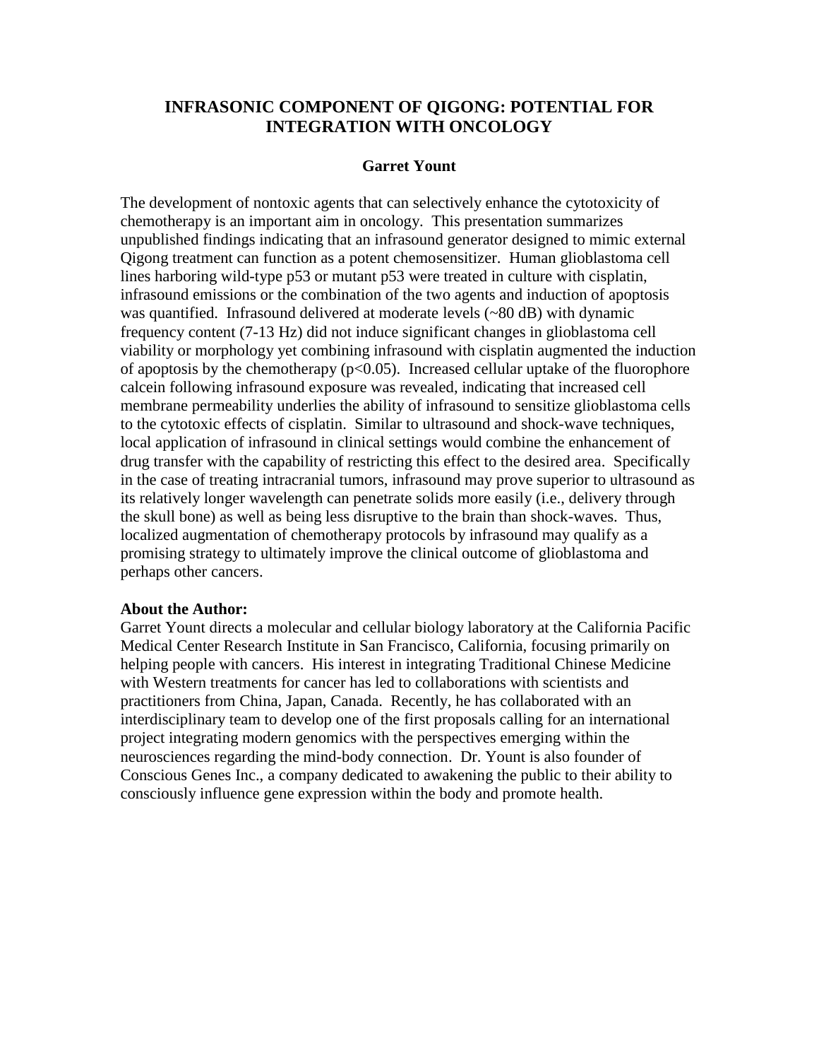# INFRASONIC COMPONENT OF QIGONG: POTENTIAL FOR INTEGRATION WITH ONCOLOGY

**Garret Yount**

The development of nontoxic agents that can selectively enhance the cytotoxicity of chemotherapy is an important aim in oncology. This presentation summarizes unpublished findings indicating that an infrasound generator designed to mimic external Qigong treatment can function as a potent chemosensitizer. Human glioblastoma cell lines harboring wild-type p53 or mutant p53 were treated in culture with cisplatin, infrasound emissions or the combination of the two agents and induction of apoptosis was quantified. Infrasound delivered at moderate levels (~80 dB) with dynamic frequency content (7-13 Hz) did not induce significant changes in glioblastoma cell viability or morphology yet combining infrasound with cisplatin augmented the induction of apoptosis by the chemotherapy ($p<0.05$). Increased cellular uptake of the fluorophore calcein following infrasound exposure was revealed, indicating that increased cell membrane permeability underlies the ability of infrasound to sensitize glioblastoma cells to the cytotoxic effects of cisplatin. Similar to ultrasound and shock-wave techniques, local application of infrasound in clinical settings would combine the enhancement of drug transfer with the capability of restricting this effect to the desired area. Specifically in the case of treating intracranial tumors, infrasound may prove superior to ultrasound as its relatively longer wavelength can penetrate solids more easily (i.e., delivery through the skull bone) as well as being less disruptive to the brain than shock-waves. Thus, localized augmentation of chemotherapy protocols by infrasound may qualify as a promising strategy to ultimately improve the clinical outcome of glioblastoma and perhaps other cancers.

**About the Author:**

Garret Yount directs a molecular and cellular biology laboratory at the California Pacific Medical Center Research Institute in San Francisco, California, focusing primarily on helping people with cancers. His interest in integrating Traditional Chinese Medicine with Western treatments for cancer has led to collaborations with scientists and practitioners from China, Japan, Canada. Recently, he has collaborated with an interdisciplinary team to develop one of the first proposals calling for an international project integrating modern genomics with the perspectives emerging within the neurosciences regarding the mind-body connection. Dr. Yount is also founder of Conscious Genes Inc., a company dedicated to awakening the public to their ability to consciously influence gene expression within the body and promote health.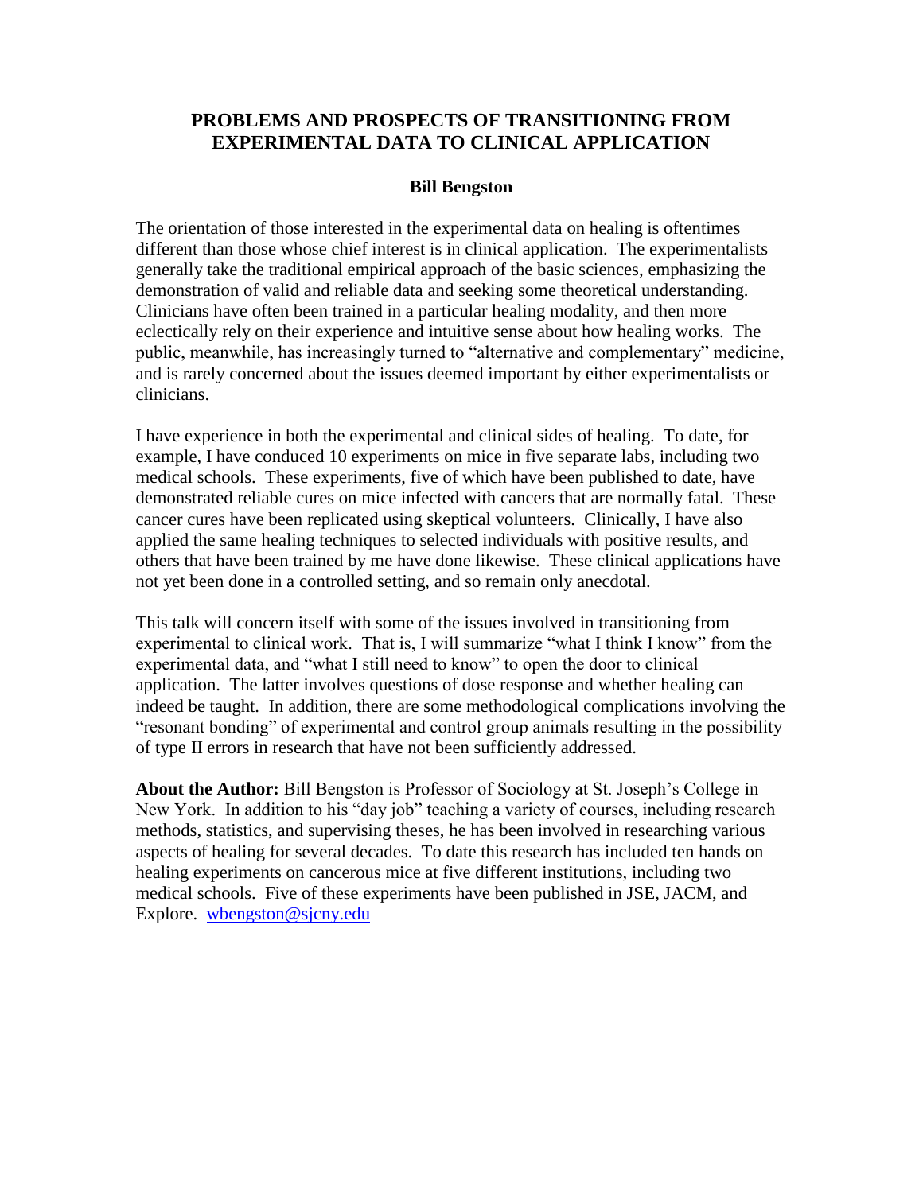## PROBLEMS AND PROSPECTS OF TRANSITIONING FROM EXPERIMENTAL DATA TO CLINICAL APPLICATION

**Bill Bengston**

The orientation of those interested in the experimental data on healing is oftentimes different than those whose chief interest is in clinical application. The experimentalists generally take the traditional empirical approach of the basic sciences, emphasizing the demonstration of valid and reliable data and seeking some theoretical understanding. Clinicians have often been trained in a particular healing modality, and then more eclectically rely on their experience and intuitive sense about how healing works. The public, meanwhile, has increasingly turned to "alternative and complementary" medicine, and is rarely concerned about the issues deemed important by either experimentalists or clinicians.

I have experience in both the experimental and clinical sides of healing. To date, for example, I have conduced 10 experiments on mice in five separate labs, including two medical schools. These experiments, five of which have been published to date, have demonstrated reliable cures on mice infected with cancers that are normally fatal. These cancer cures have been replicated using skeptical volunteers. Clinically, I have also applied the same healing techniques to selected individuals with positive results, and others that have been trained by me have done likewise. These clinical applications have not yet been done in a controlled setting, and so remain only anecdotal.

This talk will concern itself with some of the issues involved in transitioning from experimental to clinical work. That is, I will summarize "what I think I know" from the experimental data, and "what I still need to know" to open the door to clinical application. The latter involves questions of dose response and whether healing can indeed be taught. In addition, there are some methodological complications involving the "resonant bonding" of experimental and control group animals resulting in the possibility of type II errors in research that have not been sufficiently addressed.

**About the Author:** Bill Bengston is Professor of Sociology at St. Joseph's College in New York. In addition to his "day job" teaching a variety of courses, including research methods, statistics, and supervising theses, he has been involved in researching various aspects of healing for several decades. To date this research has included ten hands on healing experiments on cancerous mice at five different institutions, including two medical schools. Five of these experiments have been published in JSE, JACM, and Explore. wbengston@sjcny.edu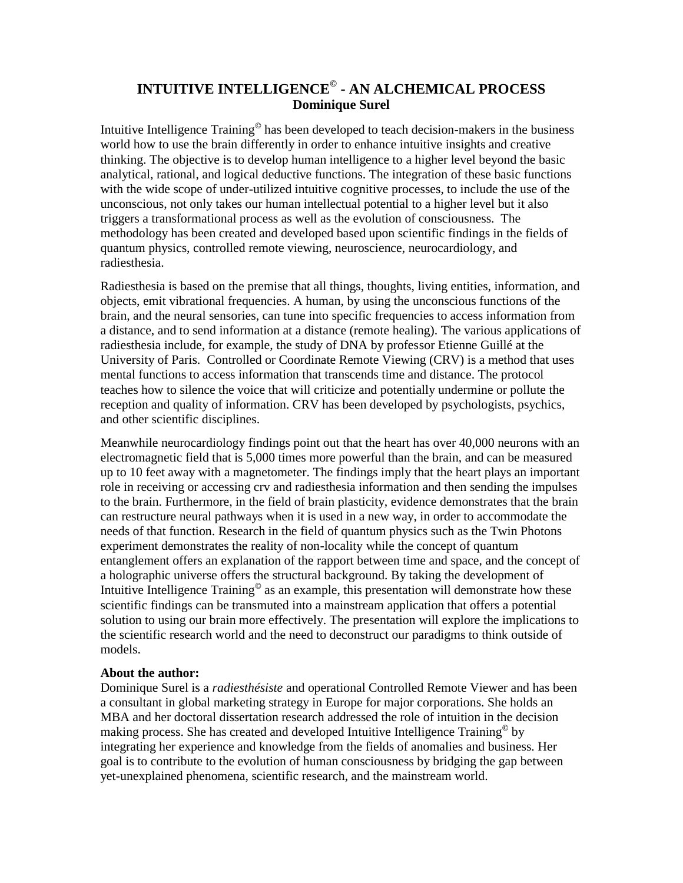# INTUITIVE INTELLIGENCE© - AN ALCHEMICAL PROCESS

**Dominique Surel**

Intuitive Intelligence Training© has been developed to teach decision-makers in the business world how to use the brain differently in order to enhance intuitive insights and creative thinking. The objective is to develop human intelligence to a higher level beyond the basic analytical, rational, and logical deductive functions. The integration of these basic functions with the wide scope of under-utilized intuitive cognitive processes, to include the use of the unconscious, not only takes our human intellectual potential to a higher level but it also triggers a transformational process as well as the evolution of consciousness. The methodology has been created and developed based upon scientific findings in the fields of quantum physics, controlled remote viewing, neuroscience, neurocardiology, and radiesthesia.

Radiesthesia is based on the premise that all things, thoughts, living entities, information, and objects, emit vibrational frequencies. A human, by using the unconscious functions of the brain, and the neural sensories, can tune into specific frequencies to access information from a distance, and to send information at a distance (remote healing). The various applications of radiesthesia include, for example, the study of DNA by professor Etienne Guillé at the University of Paris. Controlled or Coordinate Remote Viewing (CRV) is a method that uses mental functions to access information that transcends time and distance. The protocol teaches how to silence the voice that will criticize and potentially undermine or pollute the reception and quality of information. CRV has been developed by psychologists, psychics, and other scientific disciplines.

Meanwhile neurocardiology findings point out that the heart has over 40,000 neurons with an electromagnetic field that is 5,000 times more powerful than the brain, and can be measured up to 10 feet away with a magnetometer. The findings imply that the heart plays an important role in receiving or accessing crv and radiesthesia information and then sending the impulses to the brain. Furthermore, in the field of brain plasticity, evidence demonstrates that the brain can restructure neural pathways when it is used in a new way, in order to accommodate the needs of that function. Research in the field of quantum physics such as the Twin Photons experiment demonstrates the reality of non-locality while the concept of quantum entanglement offers an explanation of the rapport between time and space, and the concept of a holographic universe offers the structural background. By taking the development of Intuitive Intelligence Training© as an example, this presentation will demonstrate how these scientific findings can be transmuted into a mainstream application that offers a potential solution to using our brain more effectively. The presentation will explore the implications to the scientific research world and the need to deconstruct our paradigms to think outside of models.

**About the author:**

Dominique Surel is a *radiesthésiste* and operational Controlled Remote Viewer and has been a consultant in global marketing strategy in Europe for major corporations. She holds an MBA and her doctoral dissertation research addressed the role of intuition in the decision making process. She has created and developed Intuitive Intelligence Training© by integrating her experience and knowledge from the fields of anomalies and business. Her goal is to contribute to the evolution of human consciousness by bridging the gap between yet-unexplained phenomena, scientific research, and the mainstream world.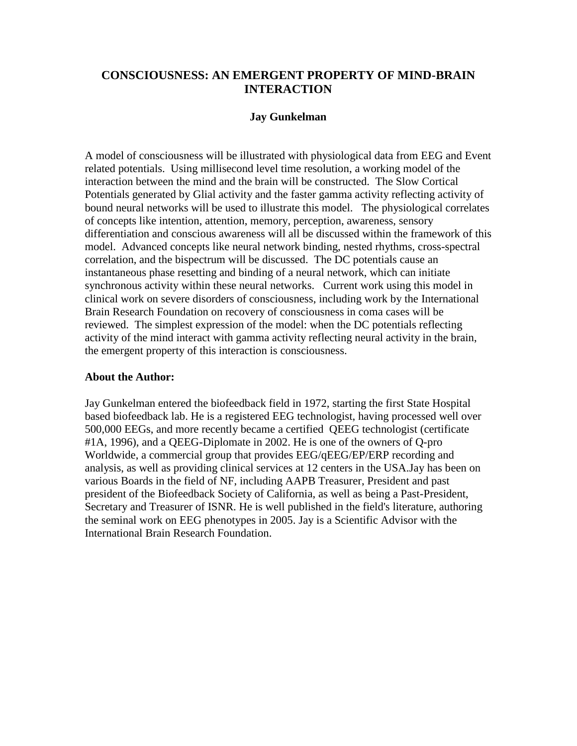## CONSCIOUSNESS: AN EMERGENT PROPERTY OF MIND-BRAIN INTERACTION

**Jay Gunkelman**

A model of consciousness will be illustrated with physiological data from EEG and Event related potentials. Using millisecond level time resolution, a working model of the interaction between the mind and the brain will be constructed. The Slow Cortical Potentials generated by Glial activity and the faster gamma activity reflecting activity of bound neural networks will be used to illustrate this model. The physiological correlates of concepts like intention, attention, memory, perception, awareness, sensory differentiation and conscious awareness will all be discussed within the framework of this model. Advanced concepts like neural network binding, nested rhythms, cross-spectral correlation, and the bispectrum will be discussed. The DC potentials cause an instantaneous phase resetting and binding of a neural network, which can initiate synchronous activity within these neural networks. Current work using this model in clinical work on severe disorders of consciousness, including work by the International Brain Research Foundation on recovery of consciousness in coma cases will be reviewed. The simplest expression of the model: when the DC potentials reflecting activity of the mind interact with gamma activity reflecting neural activity in the brain, the emergent property of this interaction is consciousness.

**About the Author:**

Jay Gunkelman entered the biofeedback field in 1972, starting the first State Hospital based biofeedback lab. He is a registered EEG technologist, having processed well over 500,000 EEGs, and more recently became a certified QEEG technologist (certificate #1A, 1996), and a QEEG-Diplomate in 2002. He is one of the owners of Q-pro Worldwide, a commercial group that provides EEG/qEEG/EP/ERP recording and analysis, as well as providing clinical services at 12 centers in the USA.Jay has been on various Boards in the field of NF, including AAPB Treasurer, President and past president of the Biofeedback Society of California, as well as being a Past-President, Secretary and Treasurer of ISNR. He is well published in the field's literature, authoring the seminal work on EEG phenotypes in 2005. Jay is a Scientific Advisor with the International Brain Research Foundation.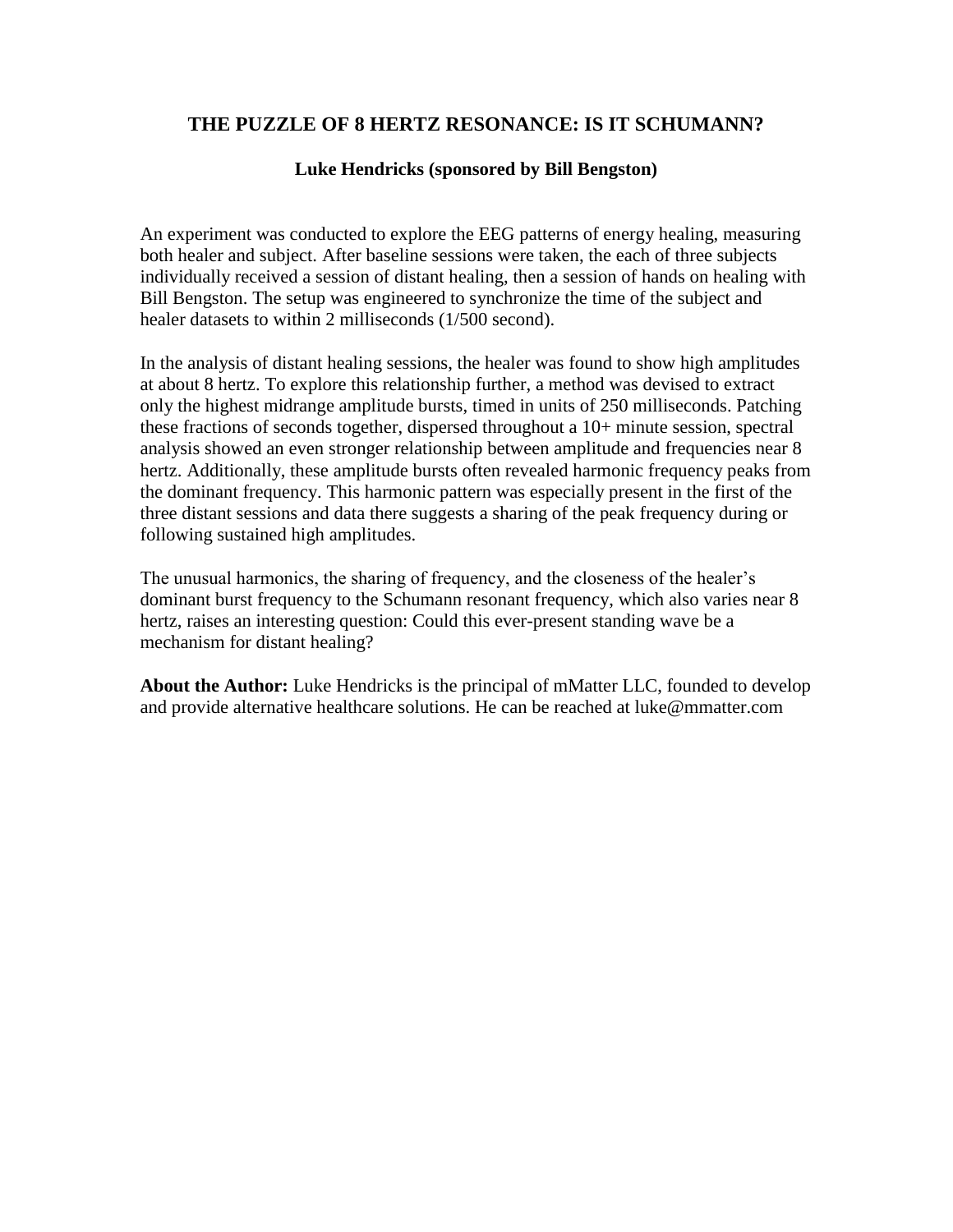## THE PUZZLE OF 8 HERTZ RESONANCE: IS IT SCHUMANN?

**Luke Hendricks (sponsored by Bill Bengston)**

An experiment was conducted to explore the EEG patterns of energy healing, measuring both healer and subject. After baseline sessions were taken, the each of three subjects individually received a session of distant healing, then a session of hands on healing with Bill Bengston. The setup was engineered to synchronize the time of the subject and healer datasets to within 2 milliseconds (1/500 second).

In the analysis of distant healing sessions, the healer was found to show high amplitudes at about 8 hertz. To explore this relationship further, a method was devised to extract only the highest midrange amplitude bursts, timed in units of 250 milliseconds. Patching these fractions of seconds together, dispersed throughout a 10+ minute session, spectral analysis showed an even stronger relationship between amplitude and frequencies near 8 hertz. Additionally, these amplitude bursts often revealed harmonic frequency peaks from the dominant frequency. This harmonic pattern was especially present in the first of the three distant sessions and data there suggests a sharing of the peak frequency during or following sustained high amplitudes.

The unusual harmonics, the sharing of frequency, and the closeness of the healer's dominant burst frequency to the Schumann resonant frequency, which also varies near 8 hertz, raises an interesting question: Could this ever-present standing wave be a mechanism for distant healing?

**About the Author:** Luke Hendricks is the principal of mMatter LLC, founded to develop and provide alternative healthcare solutions. He can be reached at luke@mmatter.com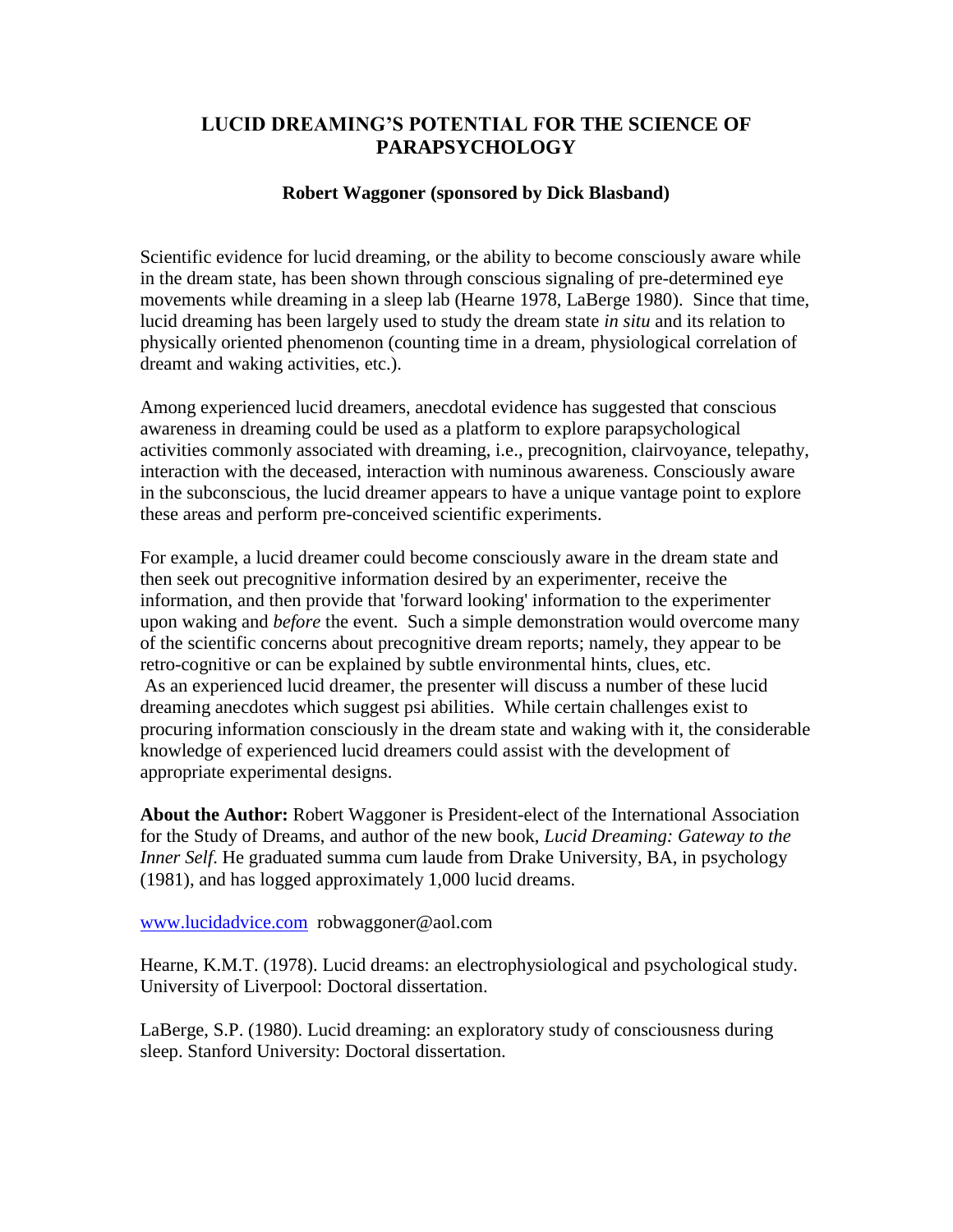# LUCID DREAMING'S POTENTIAL FOR THE SCIENCE OF PARAPSYCHOLOGY

**Robert Waggoner (sponsored by Dick Blasband)**

Scientific evidence for lucid dreaming, or the ability to become consciously aware while in the dream state, has been shown through conscious signaling of pre-determined eye movements while dreaming in a sleep lab (Hearne 1978, LaBerge 1980). Since that time, lucid dreaming has been largely used to study the dream state *in situ* and its relation to physically oriented phenomenon (counting time in a dream, physiological correlation of dreamt and waking activities, etc.).

Among experienced lucid dreamers, anecdotal evidence has suggested that conscious awareness in dreaming could be used as a platform to explore parapsychological activities commonly associated with dreaming, i.e., precognition, clairvoyance, telepathy, interaction with the deceased, interaction with numinous awareness. Consciously aware in the subconscious, the lucid dreamer appears to have a unique vantage point to explore these areas and perform pre-conceived scientific experiments.

For example, a lucid dreamer could become consciously aware in the dream state and then seek out precognitive information desired by an experimenter, receive the information, and then provide that 'forward looking' information to the experimenter upon waking and *before* the event. Such a simple demonstration would overcome many of the scientific concerns about precognitive dream reports; namely, they appear to be retro-cognitive or can be explained by subtle environmental hints, clues, etc. As an experienced lucid dreamer, the presenter will discuss a number of these lucid dreaming anecdotes which suggest psi abilities. While certain challenges exist to procuring information consciously in the dream state and waking with it, the considerable knowledge of experienced lucid dreamers could assist with the development of appropriate experimental designs.

**About the Author:** Robert Waggoner is President-elect of the International Association for the Study of Dreams, and author of the new book, *Lucid Dreaming: Gateway to the Inner Self*. He graduated summa cum laude from Drake University, BA, in psychology (1981), and has logged approximately 1,000 lucid dreams.

www.lucidadvice.com robwaggoner@aol.com

Hearne, K.M.T. (1978). Lucid dreams: an electrophysiological and psychological study. University of Liverpool: Doctoral dissertation.

LaBerge, S.P. (1980). Lucid dreaming: an exploratory study of consciousness during sleep. Stanford University: Doctoral dissertation.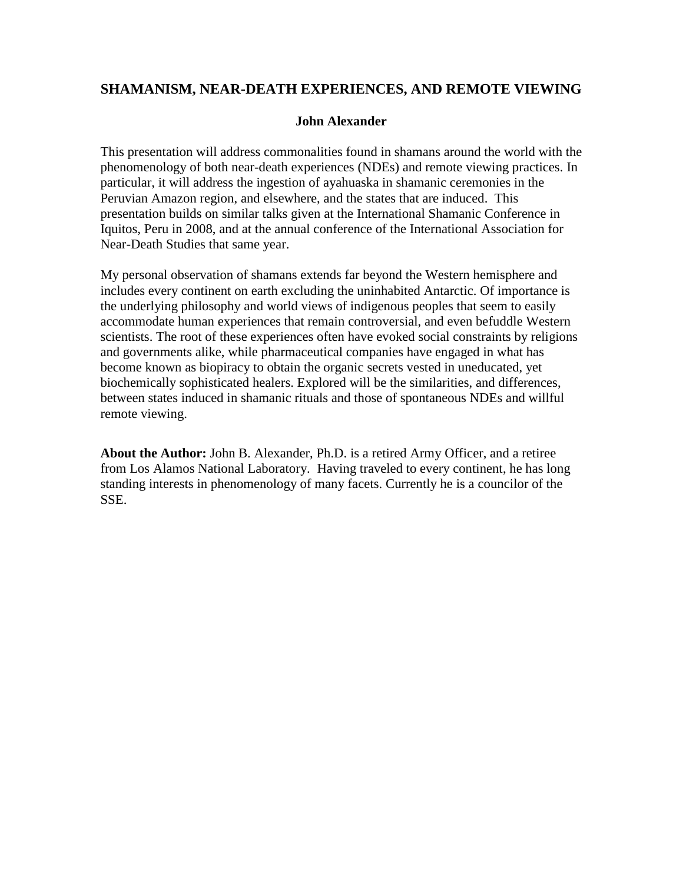## SHAMANISM, NEAR-DEATH EXPERIENCES, AND REMOTE VIEWING

**John Alexander**

This presentation will address commonalities found in shamans around the world with the phenomenology of both near-death experiences (NDEs) and remote viewing practices. In particular, it will address the ingestion of ayahuaska in shamanic ceremonies in the Peruvian Amazon region, and elsewhere, and the states that are induced. This presentation builds on similar talks given at the International Shamanic Conference in Iquitos, Peru in 2008, and at the annual conference of the International Association for Near-Death Studies that same year.

My personal observation of shamans extends far beyond the Western hemisphere and includes every continent on earth excluding the uninhabited Antarctic. Of importance is the underlying philosophy and world views of indigenous peoples that seem to easily accommodate human experiences that remain controversial, and even befuddle Western scientists. The root of these experiences often have evoked social constraints by religions and governments alike, while pharmaceutical companies have engaged in what has become known as biopiracy to obtain the organic secrets vested in uneducated, yet biochemically sophisticated healers. Explored will be the similarities, and differences, between states induced in shamanic rituals and those of spontaneous NDEs and willful remote viewing.

**About the Author:** John B. Alexander, Ph.D. is a retired Army Officer, and a retiree from Los Alamos National Laboratory. Having traveled to every continent, he has long standing interests in phenomenology of many facets. Currently he is a councilor of the SSE.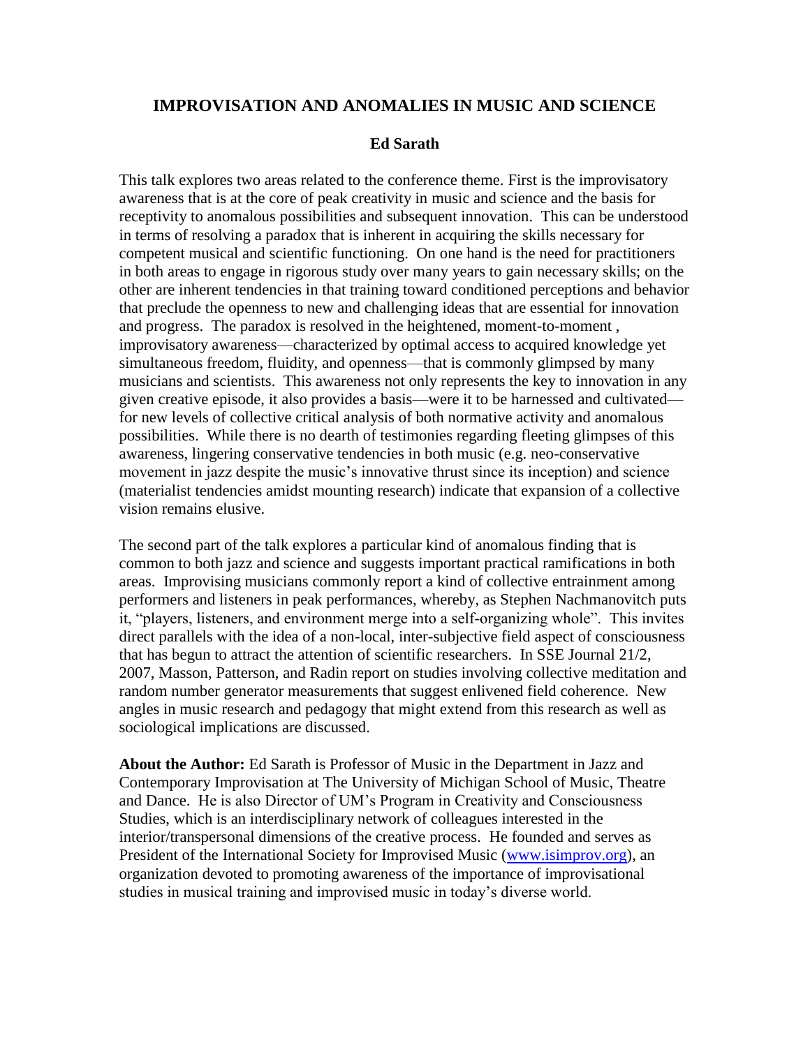## IMPROVISATION AND ANOMALIES IN MUSIC AND SCIENCE

**Ed Sarath**

This talk explores two areas related to the conference theme. First is the improvisatory awareness that is at the core of peak creativity in music and science and the basis for receptivity to anomalous possibilities and subsequent innovation. This can be understood in terms of resolving a paradox that is inherent in acquiring the skills necessary for competent musical and scientific functioning. On one hand is the need for practitioners in both areas to engage in rigorous study over many years to gain necessary skills; on the other are inherent tendencies in that training toward conditioned perceptions and behavior that preclude the openness to new and challenging ideas that are essential for innovation and progress. The paradox is resolved in the heightened, moment-to-moment , improvisatory awareness—characterized by optimal access to acquired knowledge yet simultaneous freedom, fluidity, and openness—that is commonly glimpsed by many musicians and scientists. This awareness not only represents the key to innovation in any given creative episode, it also provides a basis—were it to be harnessed and cultivated—for new levels of collective critical analysis of both normative activity and anomalous possibilities. While there is no dearth of testimonies regarding fleeting glimpses of this awareness, lingering conservative tendencies in both music (e.g. neo-conservative movement in jazz despite the music's innovative thrust since its inception) and science (materialist tendencies amidst mounting research) indicate that expansion of a collective vision remains elusive.

The second part of the talk explores a particular kind of anomalous finding that is common to both jazz and science and suggests important practical ramifications in both areas. Improvising musicians commonly report a kind of collective entrainment among performers and listeners in peak performances, whereby, as Stephen Nachmanovitch puts it, "players, listeners, and environment merge into a self-organizing whole". This invites direct parallels with the idea of a non-local, inter-subjective field aspect of consciousness that has begun to attract the attention of scientific researchers. In SSE Journal 21/2, 2007, Masson, Patterson, and Radin report on studies involving collective meditation and random number generator measurements that suggest enlivened field coherence. New angles in music research and pedagogy that might extend from this research as well as sociological implications are discussed.

**About the Author:** Ed Sarath is Professor of Music in the Department in Jazz and Contemporary Improvisation at The University of Michigan School of Music, Theatre and Dance. He is also Director of UM's Program in Creativity and Consciousness Studies, which is an interdisciplinary network of colleagues interested in the interior/transpersonal dimensions of the creative process. He founded and serves as President of the International Society for Improvised Music (www.isimprov.org), an organization devoted to promoting awareness of the importance of improvisational studies in musical training and improvised music in today's diverse world.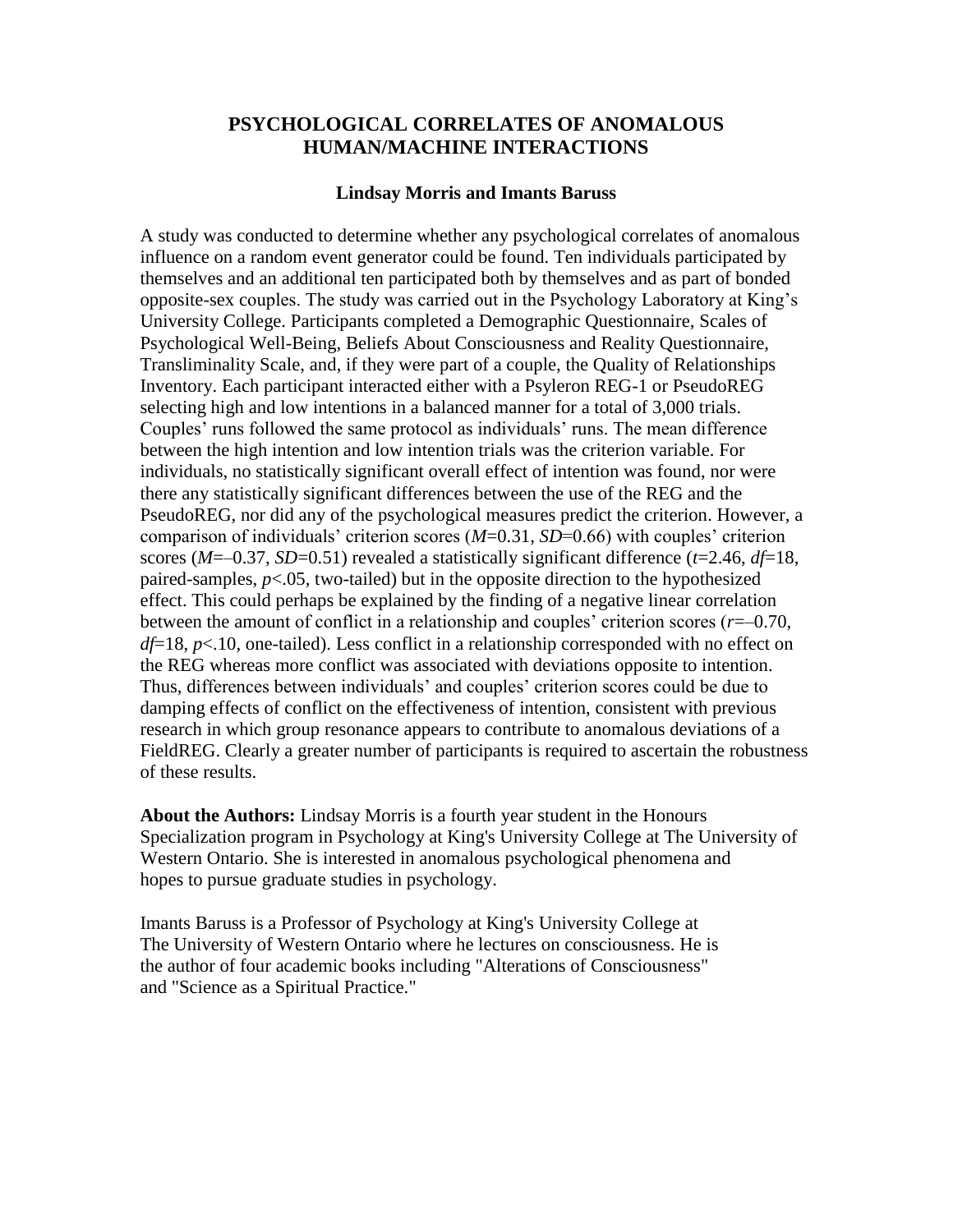# PSYCHOLOGICAL CORRELATES OF ANOMALOUS HUMAN/MACHINE INTERACTIONS

**Lindsay Morris and Imants Baruss**

A study was conducted to determine whether any psychological correlates of anomalous influence on a random event generator could be found. Ten individuals participated by themselves and an additional ten participated both by themselves and as part of bonded opposite-sex couples. The study was carried out in the Psychology Laboratory at King's University College. Participants completed a Demographic Questionnaire, Scales of Psychological Well-Being, Beliefs About Consciousness and Reality Questionnaire, Transliminality Scale, and, if they were part of a couple, the Quality of Relationships Inventory. Each participant interacted either with a Psyleron REG-1 or PseudoREG selecting high and low intentions in a balanced manner for a total of 3,000 trials. Couples' runs followed the same protocol as individuals' runs. The mean difference between the high intention and low intention trials was the criterion variable. For individuals, no statistically significant overall effect of intention was found, nor were there any statistically significant differences between the use of the REG and the PseudoREG, nor did any of the psychological measures predict the criterion. However, a comparison of individuals' criterion scores ($M$=0.31, $SD$=0.66) with couples' criterion scores ($M$=–0.37, $SD$=0.51) revealed a statistically significant difference ($t$=2.46, $df$=18, paired-samples, $p$<.05, two-tailed) but in the opposite direction to the hypothesized effect. This could perhaps be explained by the finding of a negative linear correlation between the amount of conflict in a relationship and couples' criterion scores ($r$=–0.70, $df$=18, $p$<.10, one-tailed). Less conflict in a relationship corresponded with no effect on the REG whereas more conflict was associated with deviations opposite to intention. Thus, differences between individuals' and couples' criterion scores could be due to damping effects of conflict on the effectiveness of intention, consistent with previous research in which group resonance appears to contribute to anomalous deviations of a FieldREG. Clearly a greater number of participants is required to ascertain the robustness of these results.

**About the Authors:** Lindsay Morris is a fourth year student in the Honours Specialization program in Psychology at King's University College at The University of Western Ontario. She is interested in anomalous psychological phenomena and hopes to pursue graduate studies in psychology.

Imants Baruss is a Professor of Psychology at King's University College at The University of Western Ontario where he lectures on consciousness. He is the author of four academic books including "Alterations of Consciousness" and "Science as a Spiritual Practice."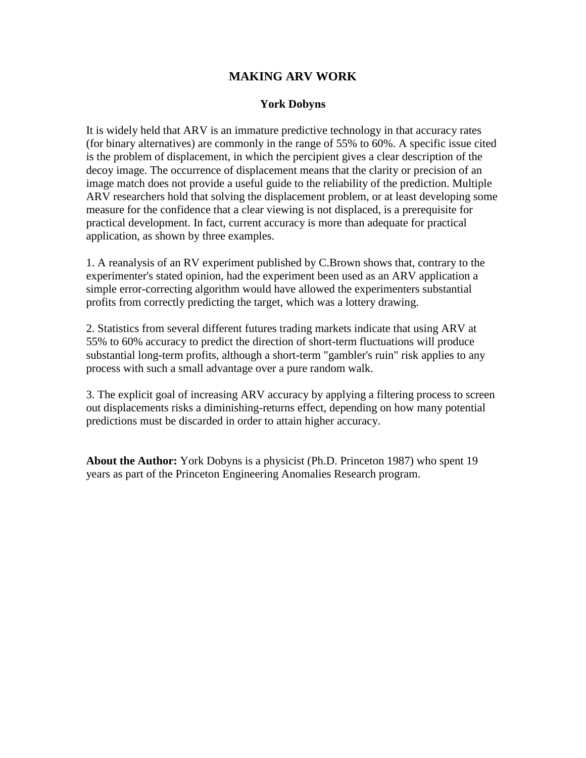# MAKING ARV WORK

**York Dobyns**

It is widely held that ARV is an immature predictive technology in that accuracy rates (for binary alternatives) are commonly in the range of 55% to 60%. A specific issue cited is the problem of displacement, in which the percipient gives a clear description of the decoy image. The occurrence of displacement means that the clarity or precision of an image match does not provide a useful guide to the reliability of the prediction. Multiple ARV researchers hold that solving the displacement problem, or at least developing some measure for the confidence that a clear viewing is not displaced, is a prerequisite for practical development. In fact, current accuracy is more than adequate for practical application, as shown by three examples.

1. A reanalysis of an RV experiment published by C.Brown shows that, contrary to the experimenter's stated opinion, had the experiment been used as an ARV application a simple error-correcting algorithm would have allowed the experimenters substantial profits from correctly predicting the target, which was a lottery drawing.

2. Statistics from several different futures trading markets indicate that using ARV at 55% to 60% accuracy to predict the direction of short-term fluctuations will produce substantial long-term profits, although a short-term "gambler's ruin" risk applies to any process with such a small advantage over a pure random walk.

3. The explicit goal of increasing ARV accuracy by applying a filtering process to screen out displacements risks a diminishing-returns effect, depending on how many potential predictions must be discarded in order to attain higher accuracy.

**About the Author:** York Dobyns is a physicist (Ph.D. Princeton 1987) who spent 19 years as part of the Princeton Engineering Anomalies Research program.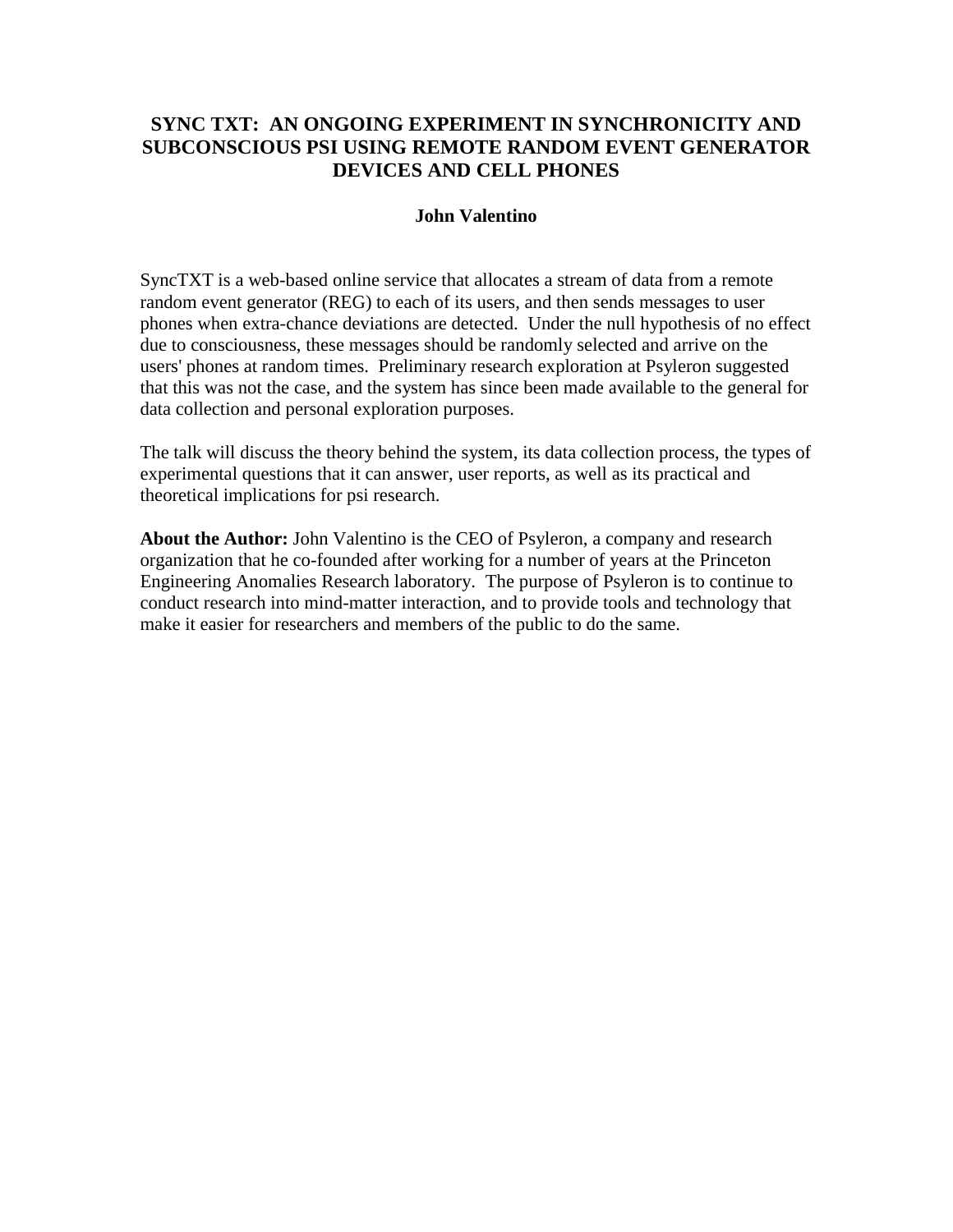# SYNC TXT: AN ONGOING EXPERIMENT IN SYNCHRONICITY AND SUBCONSCIOUS PSI USING REMOTE RANDOM EVENT GENERATOR DEVICES AND CELL PHONES

**John Valentino**

SyncTXT is a web-based online service that allocates a stream of data from a remote random event generator (REG) to each of its users, and then sends messages to user phones when extra-chance deviations are detected. Under the null hypothesis of no effect due to consciousness, these messages should be randomly selected and arrive on the users' phones at random times. Preliminary research exploration at Psyleron suggested that this was not the case, and the system has since been made available to the general for data collection and personal exploration purposes.

The talk will discuss the theory behind the system, its data collection process, the types of experimental questions that it can answer, user reports, as well as its practical and theoretical implications for psi research.

**About the Author:** John Valentino is the CEO of Psyleron, a company and research organization that he co-founded after working for a number of years at the Princeton Engineering Anomalies Research laboratory. The purpose of Psyleron is to continue to conduct research into mind-matter interaction, and to provide tools and technology that make it easier for researchers and members of the public to do the same.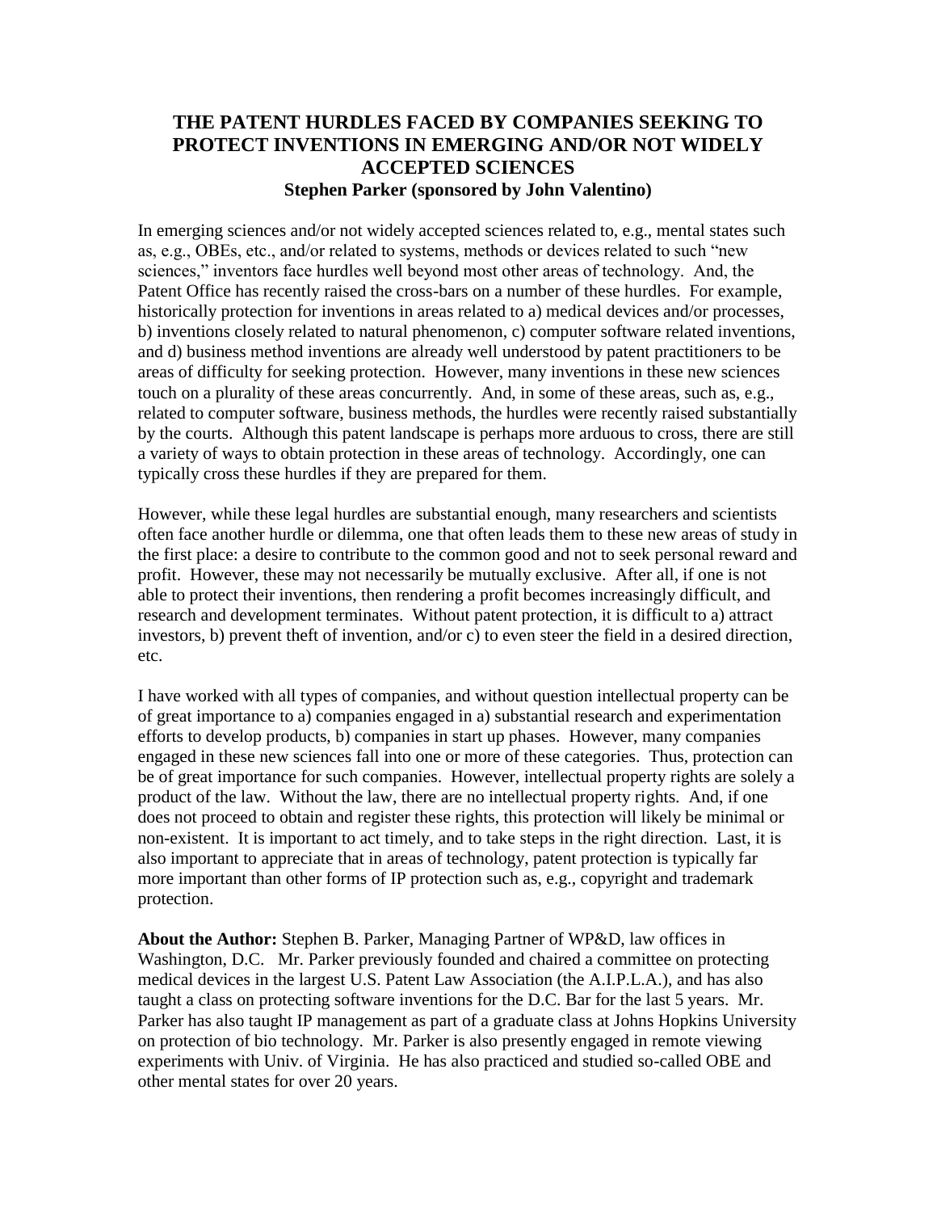# THE PATENT HURDLES FACED BY COMPANIES SEEKING TO PROTECT INVENTIONS IN EMERGING AND/OR NOT WIDELY ACCEPTED SCIENCES

**Stephen Parker (sponsored by John Valentino)**

In emerging sciences and/or not widely accepted sciences related to, e.g., mental states such as, e.g., OBEs, etc., and/or related to systems, methods or devices related to such "new sciences," inventors face hurdles well beyond most other areas of technology. And, the Patent Office has recently raised the cross-bars on a number of these hurdles. For example, historically protection for inventions in areas related to a) medical devices and/or processes, b) inventions closely related to natural phenomenon, c) computer software related inventions, and d) business method inventions are already well understood by patent practitioners to be areas of difficulty for seeking protection. However, many inventions in these new sciences touch on a plurality of these areas concurrently. And, in some of these areas, such as, e.g., related to computer software, business methods, the hurdles were recently raised substantially by the courts. Although this patent landscape is perhaps more arduous to cross, there are still a variety of ways to obtain protection in these areas of technology. Accordingly, one can typically cross these hurdles if they are prepared for them.

However, while these legal hurdles are substantial enough, many researchers and scientists often face another hurdle or dilemma, one that often leads them to these new areas of study in the first place: a desire to contribute to the common good and not to seek personal reward and profit. However, these may not necessarily be mutually exclusive. After all, if one is not able to protect their inventions, then rendering a profit becomes increasingly difficult, and research and development terminates. Without patent protection, it is difficult to a) attract investors, b) prevent theft of invention, and/or c) to even steer the field in a desired direction, etc.

I have worked with all types of companies, and without question intellectual property can be of great importance to a) companies engaged in a) substantial research and experimentation efforts to develop products, b) companies in start up phases. However, many companies engaged in these new sciences fall into one or more of these categories. Thus, protection can be of great importance for such companies. However, intellectual property rights are solely a product of the law. Without the law, there are no intellectual property rights. And, if one does not proceed to obtain and register these rights, this protection will likely be minimal or non-existent. It is important to act timely, and to take steps in the right direction. Last, it is also important to appreciate that in areas of technology, patent protection is typically far more important than other forms of IP protection such as, e.g., copyright and trademark protection.

**About the Author:** Stephen B. Parker, Managing Partner of WP&D, law offices in Washington, D.C. Mr. Parker previously founded and chaired a committee on protecting medical devices in the largest U.S. Patent Law Association (the A.I.P.L.A.), and has also taught a class on protecting software inventions for the D.C. Bar for the last 5 years. Mr. Parker has also taught IP management as part of a graduate class at Johns Hopkins University on protection of bio technology. Mr. Parker is also presently engaged in remote viewing experiments with Univ. of Virginia. He has also practiced and studied so-called OBE and other mental states for over 20 years.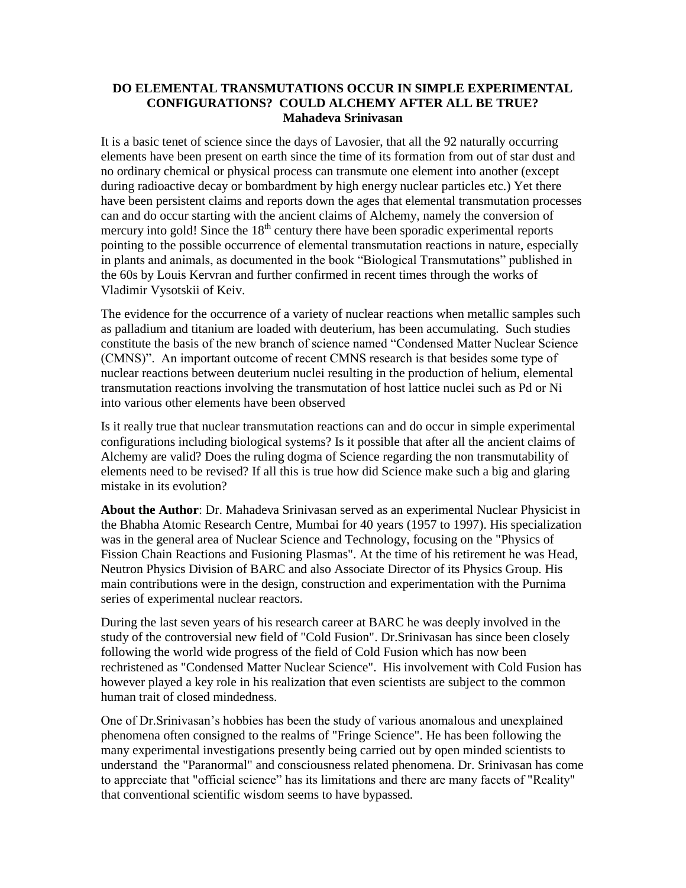**DO ELEMENTAL TRANSMUTATIONS OCCUR IN SIMPLE EXPERIMENTAL CONFIGURATIONS? COULD ALCHEMY AFTER ALL BE TRUE?**
**Mahadeva Srinivasan**

It is a basic tenet of science since the days of Lavosier, that all the 92 naturally occurring elements have been present on earth since the time of its formation from out of star dust and no ordinary chemical or physical process can transmute one element into another (except during radioactive decay or bombardment by high energy nuclear particles etc.) Yet there have been persistent claims and reports down the ages that elemental transmutation processes can and do occur starting with the ancient claims of Alchemy, namely the conversion of mercury into gold! Since the 18th century there have been sporadic experimental reports pointing to the possible occurrence of elemental transmutation reactions in nature, especially in plants and animals, as documented in the book "Biological Transmutations" published in the 60s by Louis Kervran and further confirmed in recent times through the works of Vladimir Vysotskii of Keiv.

The evidence for the occurrence of a variety of nuclear reactions when metallic samples such as palladium and titanium are loaded with deuterium, has been accumulating. Such studies constitute the basis of the new branch of science named "Condensed Matter Nuclear Science (CMNS)". An important outcome of recent CMNS research is that besides some type of nuclear reactions between deuterium nuclei resulting in the production of helium, elemental transmutation reactions involving the transmutation of host lattice nuclei such as Pd or Ni into various other elements have been observed

Is it really true that nuclear transmutation reactions can and do occur in simple experimental configurations including biological systems? Is it possible that after all the ancient claims of Alchemy are valid? Does the ruling dogma of Science regarding the non transmutability of elements need to be revised? If all this is true how did Science make such a big and glaring mistake in its evolution?

**About the Author**: Dr. Mahadeva Srinivasan served as an experimental Nuclear Physicist in the Bhabha Atomic Research Centre, Mumbai for 40 years (1957 to 1997). His specialization was in the general area of Nuclear Science and Technology, focusing on the "Physics of Fission Chain Reactions and Fusioning Plasmas". At the time of his retirement he was Head, Neutron Physics Division of BARC and also Associate Director of its Physics Group. His main contributions were in the design, construction and experimentation with the Purnima series of experimental nuclear reactors.

During the last seven years of his research career at BARC he was deeply involved in the study of the controversial new field of "Cold Fusion". Dr.Srinivasan has since been closely following the world wide progress of the field of Cold Fusion which has now been rechristened as "Condensed Matter Nuclear Science". His involvement with Cold Fusion has however played a key role in his realization that even scientists are subject to the common human trait of closed mindedness.

One of Dr.Srinivasan's hobbies has been the study of various anomalous and unexplained phenomena often consigned to the realms of "Fringe Science". He has been following the many experimental investigations presently being carried out by open minded scientists to understand the "Paranormal" and consciousness related phenomena. Dr. Srinivasan has come to appreciate that "official science" has its limitations and there are many facets of "Reality" that conventional scientific wisdom seems to have bypassed.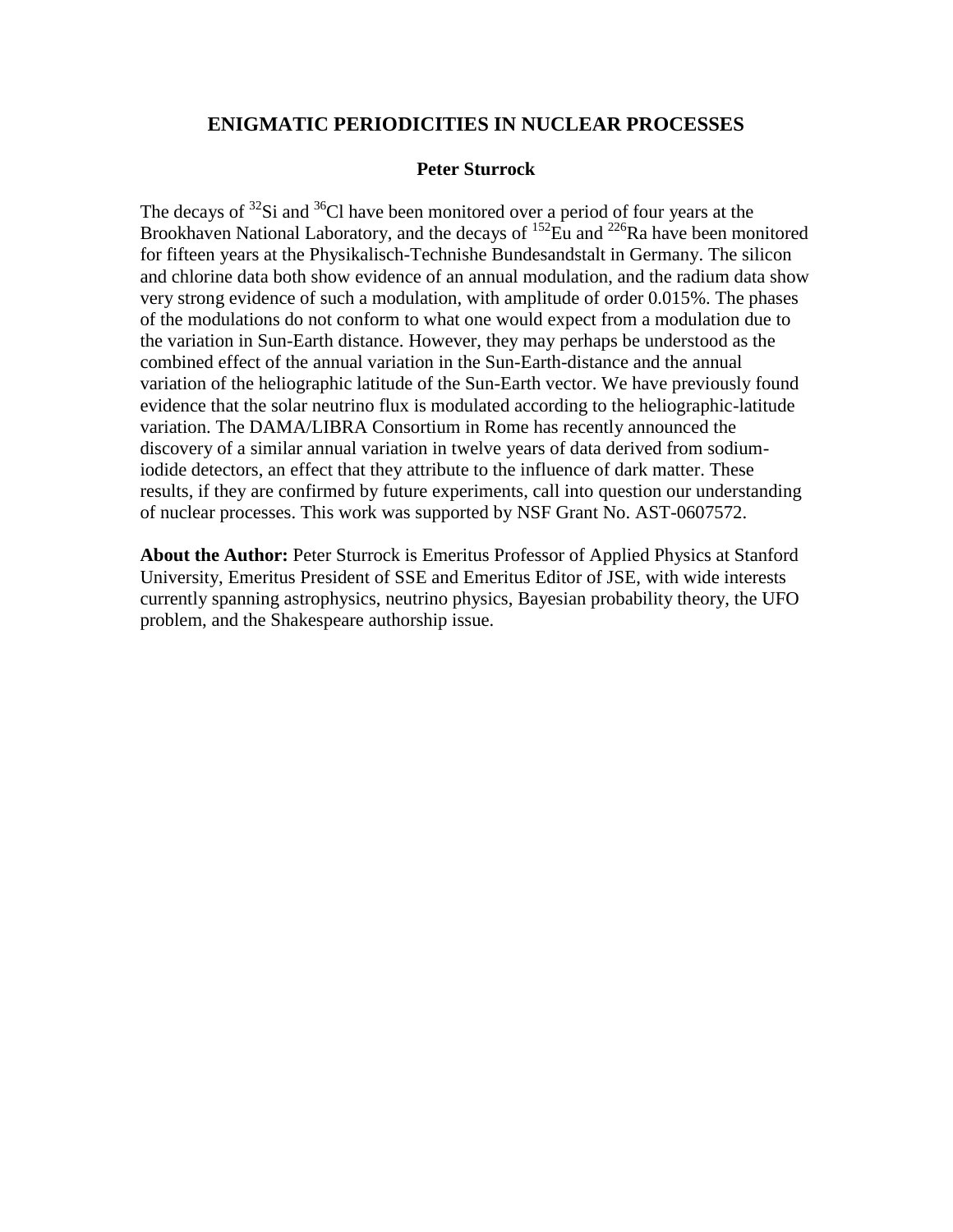## ENIGMATIC PERIODICITIES IN NUCLEAR PROCESSES

**Peter Sturrock**

The decays of $^{32}Si$ and $^{36}Cl$ have been monitored over a period of four years at the Brookhaven National Laboratory, and the decays of $^{152}Eu$ and $^{226}Ra$ have been monitored for fifteen years at the Physikalisch-Technishe Bundesandstalt in Germany. The silicon and chlorine data both show evidence of an annual modulation, and the radium data show very strong evidence of such a modulation, with amplitude of order 0.015%. The phases of the modulations do not conform to what one would expect from a modulation due to the variation in Sun-Earth distance. However, they may perhaps be understood as the combined effect of the annual variation in the Sun-Earth-distance and the annual variation of the heliographic latitude of the Sun-Earth vector. We have previously found evidence that the solar neutrino flux is modulated according to the heliographic-latitude variation. The DAMA/LIBRA Consortium in Rome has recently announced the discovery of a similar annual variation in twelve years of data derived from sodium-iodide detectors, an effect that they attribute to the influence of dark matter. These results, if they are confirmed by future experiments, call into question our understanding of nuclear processes. This work was supported by NSF Grant No. AST-0607572.

**About the Author:** Peter Sturrock is Emeritus Professor of Applied Physics at Stanford University, Emeritus President of SSE and Emeritus Editor of JSE, with wide interests currently spanning astrophysics, neutrino physics, Bayesian probability theory, the UFO problem, and the Shakespeare authorship issue.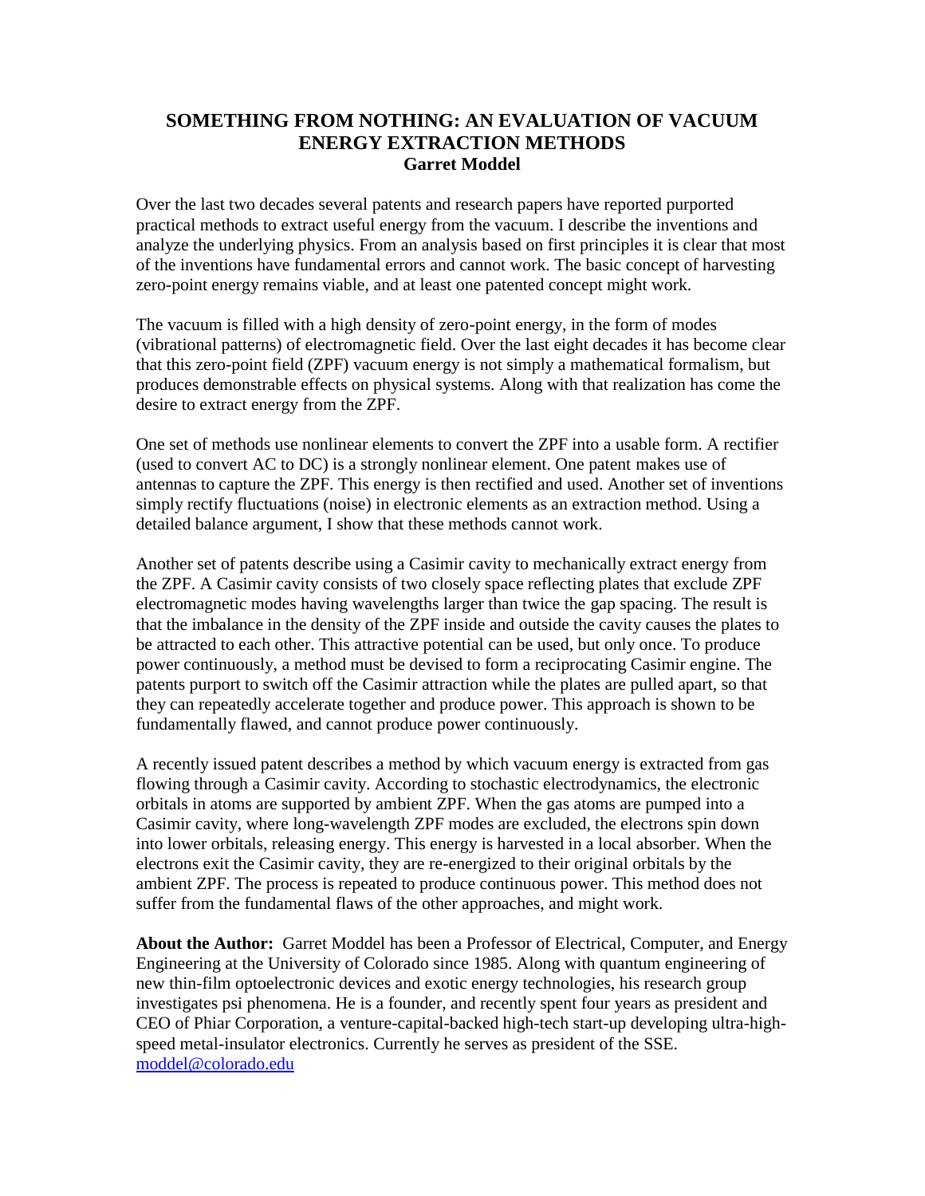# SOMETHING FROM NOTHING: AN EVALUATION OF VACUUM ENERGY EXTRACTION METHODS

**Garret Moddel**

Over the last two decades several patents and research papers have reported purported practical methods to extract useful energy from the vacuum. I describe the inventions and analyze the underlying physics. From an analysis based on first principles it is clear that most of the inventions have fundamental errors and cannot work. The basic concept of harvesting zero-point energy remains viable, and at least one patented concept might work.

The vacuum is filled with a high density of zero-point energy, in the form of modes (vibrational patterns) of electromagnetic field. Over the last eight decades it has become clear that this zero-point field (ZPF) vacuum energy is not simply a mathematical formalism, but produces demonstrable effects on physical systems. Along with that realization has come the desire to extract energy from the ZPF.

One set of methods use nonlinear elements to convert the ZPF into a usable form. A rectifier (used to convert AC to DC) is a strongly nonlinear element. One patent makes use of antennas to capture the ZPF. This energy is then rectified and used. Another set of inventions simply rectify fluctuations (noise) in electronic elements as an extraction method. Using a detailed balance argument, I show that these methods cannot work.

Another set of patents describe using a Casimir cavity to mechanically extract energy from the ZPF. A Casimir cavity consists of two closely space reflecting plates that exclude ZPF electromagnetic modes having wavelengths larger than twice the gap spacing. The result is that the imbalance in the density of the ZPF inside and outside the cavity causes the plates to be attracted to each other. This attractive potential can be used, but only once. To produce power continuously, a method must be devised to form a reciprocating Casimir engine. The patents purport to switch off the Casimir attraction while the plates are pulled apart, so that they can repeatedly accelerate together and produce power. This approach is shown to be fundamentally flawed, and cannot produce power continuously.

A recently issued patent describes a method by which vacuum energy is extracted from gas flowing through a Casimir cavity. According to stochastic electrodynamics, the electronic orbitals in atoms are supported by ambient ZPF. When the gas atoms are pumped into a Casimir cavity, where long-wavelength ZPF modes are excluded, the electrons spin down into lower orbitals, releasing energy. This energy is harvested in a local absorber. When the electrons exit the Casimir cavity, they are re-energized to their original orbitals by the ambient ZPF. The process is repeated to produce continuous power. This method does not suffer from the fundamental flaws of the other approaches, and might work.

**About the Author:** Garret Moddel has been a Professor of Electrical, Computer, and Energy Engineering at the University of Colorado since 1985. Along with quantum engineering of new thin-film optoelectronic devices and exotic energy technologies, his research group investigates psi phenomena. He is a founder, and recently spent four years as president and CEO of Phiar Corporation, a venture-capital-backed high-tech start-up developing ultra-high-speed metal-insulator electronics. Currently he serves as president of the SSE. moddel@colorado.edu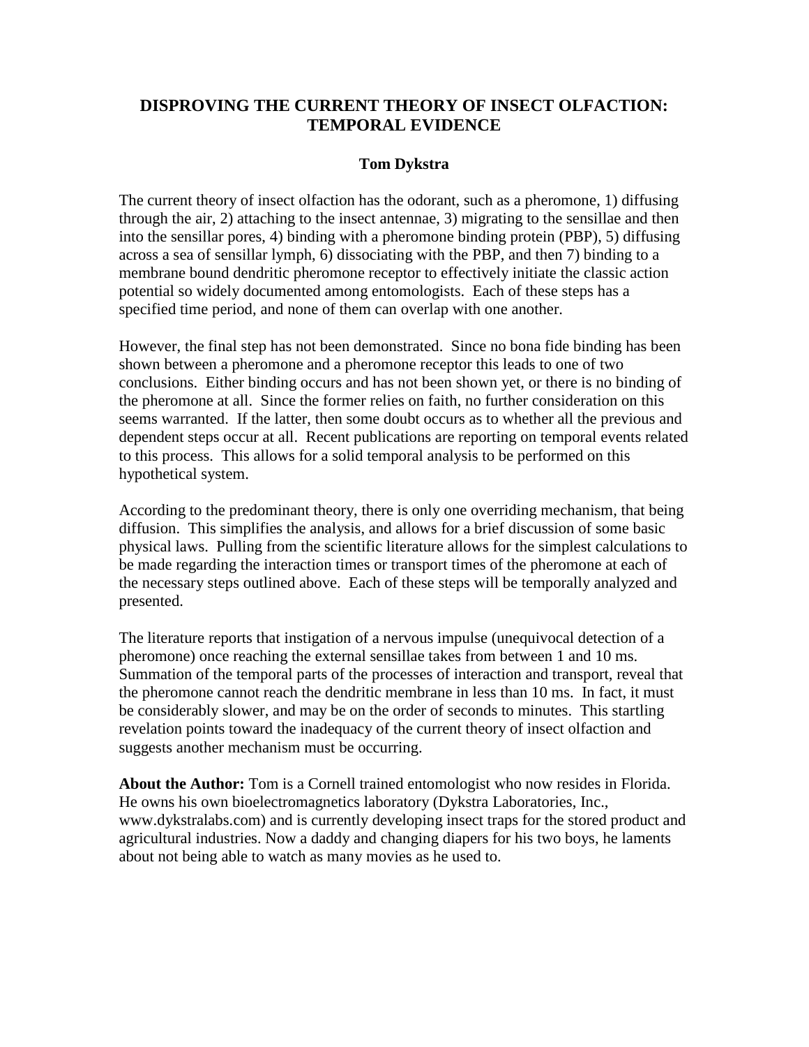# DISPROVING THE CURRENT THEORY OF INSECT OLFACTION: TEMPORAL EVIDENCE

**Tom Dykstra**

The current theory of insect olfaction has the odorant, such as a pheromone, 1) diffusing through the air, 2) attaching to the insect antennae, 3) migrating to the sensillae and then into the sensillar pores, 4) binding with a pheromone binding protein (PBP), 5) diffusing across a sea of sensillar lymph, 6) dissociating with the PBP, and then 7) binding to a membrane bound dendritic pheromone receptor to effectively initiate the classic action potential so widely documented among entomologists. Each of these steps has a specified time period, and none of them can overlap with one another.

However, the final step has not been demonstrated. Since no bona fide binding has been shown between a pheromone and a pheromone receptor this leads to one of two conclusions. Either binding occurs and has not been shown yet, or there is no binding of the pheromone at all. Since the former relies on faith, no further consideration on this seems warranted. If the latter, then some doubt occurs as to whether all the previous and dependent steps occur at all. Recent publications are reporting on temporal events related to this process. This allows for a solid temporal analysis to be performed on this hypothetical system.

According to the predominant theory, there is only one overriding mechanism, that being diffusion. This simplifies the analysis, and allows for a brief discussion of some basic physical laws. Pulling from the scientific literature allows for the simplest calculations to be made regarding the interaction times or transport times of the pheromone at each of the necessary steps outlined above. Each of these steps will be temporally analyzed and presented.

The literature reports that instigation of a nervous impulse (unequivocal detection of a pheromone) once reaching the external sensillae takes from between 1 and 10 ms. Summation of the temporal parts of the processes of interaction and transport, reveal that the pheromone cannot reach the dendritic membrane in less than 10 ms. In fact, it must be considerably slower, and may be on the order of seconds to minutes. This startling revelation points toward the inadequacy of the current theory of insect olfaction and suggests another mechanism must be occurring.

**About the Author:** Tom is a Cornell trained entomologist who now resides in Florida. He owns his own bioelectromagnetics laboratory (Dykstra Laboratories, Inc., www.dykstralabs.com) and is currently developing insect traps for the stored product and agricultural industries. Now a daddy and changing diapers for his two boys, he laments about not being able to watch as many movies as he used to.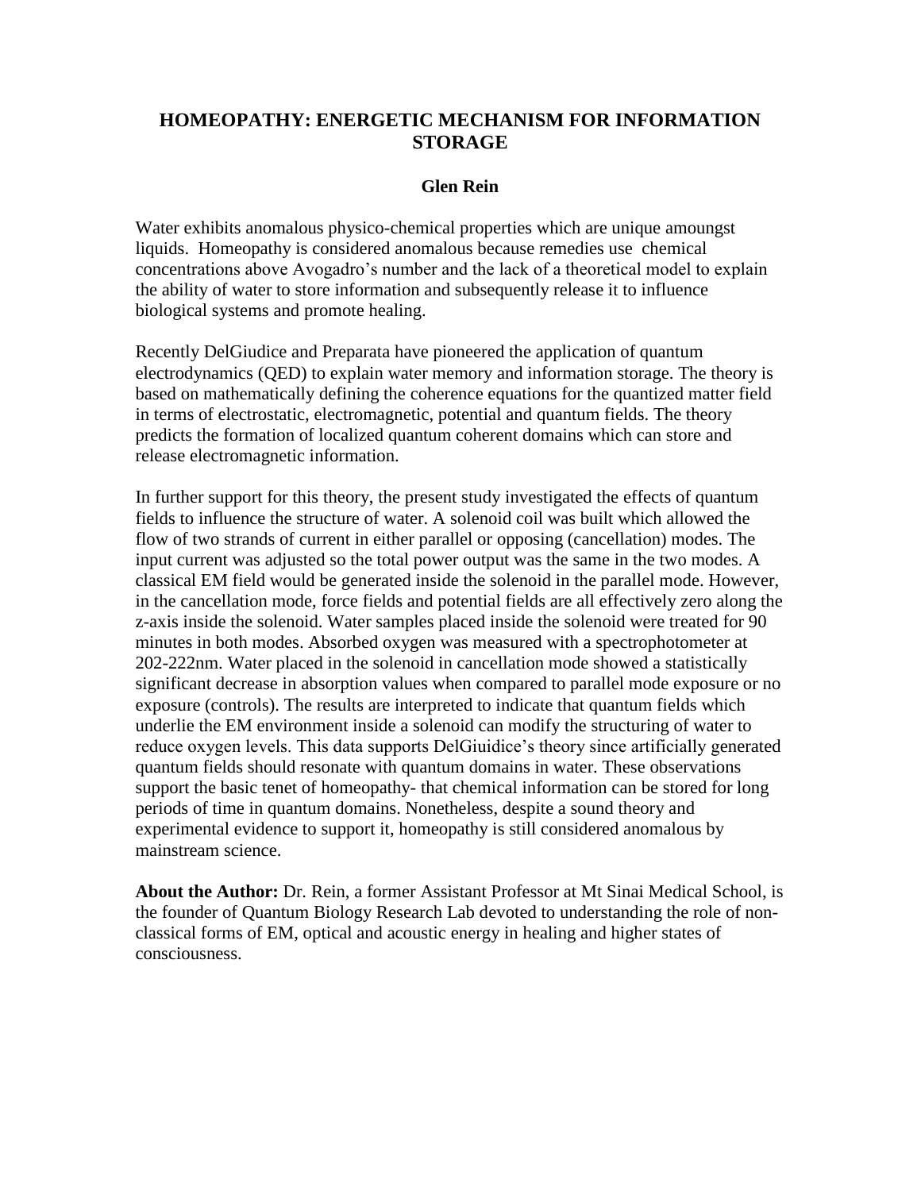# HOMEOPATHY: ENERGETIC MECHANISM FOR INFORMATION STORAGE

**Glen Rein**

Water exhibits anomalous physico-chemical properties which are unique amoungst liquids. Homeopathy is considered anomalous because remedies use chemical concentrations above Avogadro's number and the lack of a theoretical model to explain the ability of water to store information and subsequently release it to influence biological systems and promote healing.

Recently DelGiudice and Preparata have pioneered the application of quantum electrodynamics (QED) to explain water memory and information storage. The theory is based on mathematically defining the coherence equations for the quantized matter field in terms of electrostatic, electromagnetic, potential and quantum fields. The theory predicts the formation of localized quantum coherent domains which can store and release electromagnetic information.

In further support for this theory, the present study investigated the effects of quantum fields to influence the structure of water. A solenoid coil was built which allowed the flow of two strands of current in either parallel or opposing (cancellation) modes. The input current was adjusted so the total power output was the same in the two modes. A classical EM field would be generated inside the solenoid in the parallel mode. However, in the cancellation mode, force fields and potential fields are all effectively zero along the z-axis inside the solenoid. Water samples placed inside the solenoid were treated for 90 minutes in both modes. Absorbed oxygen was measured with a spectrophotometer at 202-222nm. Water placed in the solenoid in cancellation mode showed a statistically significant decrease in absorption values when compared to parallel mode exposure or no exposure (controls). The results are interpreted to indicate that quantum fields which underlie the EM environment inside a solenoid can modify the structuring of water to reduce oxygen levels. This data supports DelGiuidice's theory since artificially generated quantum fields should resonate with quantum domains in water. These observations support the basic tenet of homeopathy- that chemical information can be stored for long periods of time in quantum domains. Nonetheless, despite a sound theory and experimental evidence to support it, homeopathy is still considered anomalous by mainstream science.

**About the Author:** Dr. Rein, a former Assistant Professor at Mt Sinai Medical School, is the founder of Quantum Biology Research Lab devoted to understanding the role of non-classical forms of EM, optical and acoustic energy in healing and higher states of consciousness.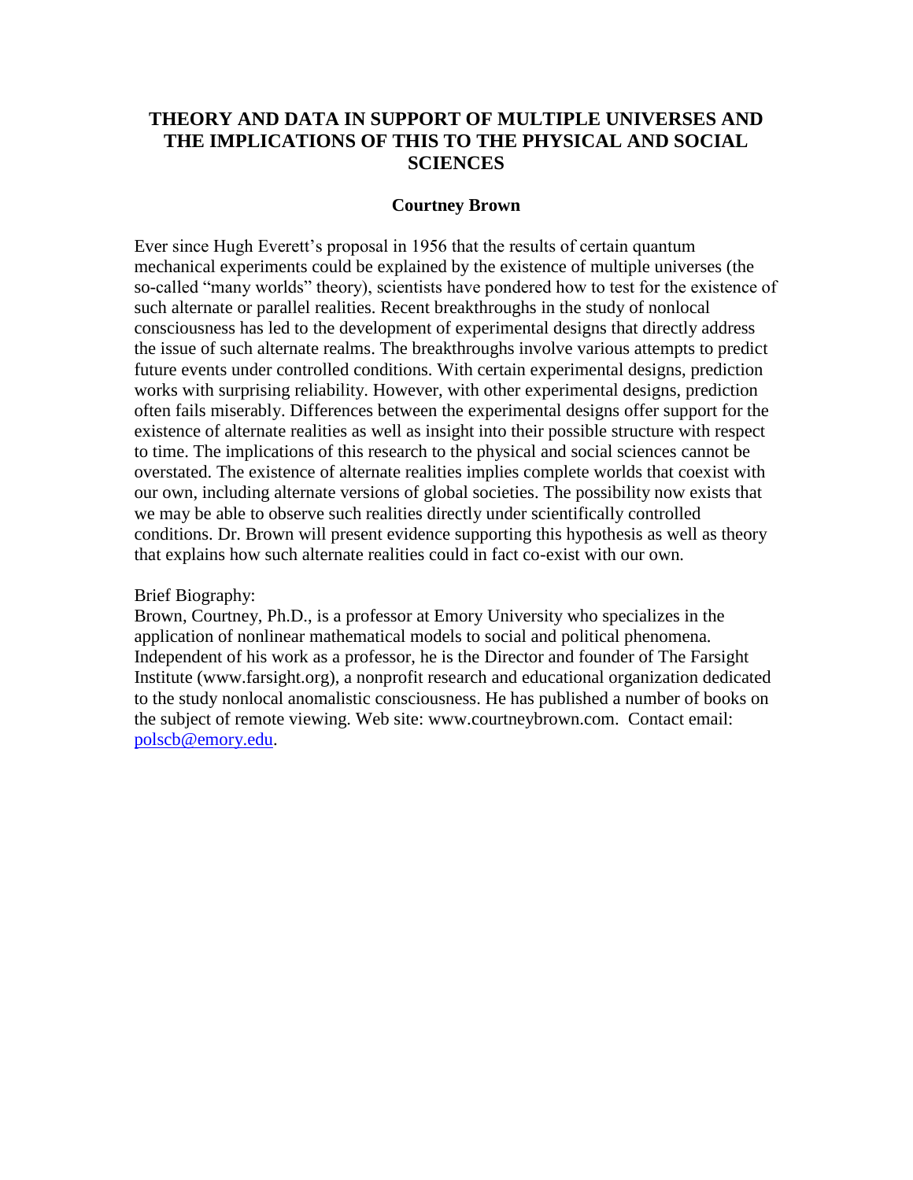## THEORY AND DATA IN SUPPORT OF MULTIPLE UNIVERSES AND THE IMPLICATIONS OF THIS TO THE PHYSICAL AND SOCIAL SCIENCES

**Courtney Brown**

Ever since Hugh Everett's proposal in 1956 that the results of certain quantum mechanical experiments could be explained by the existence of multiple universes (the so-called "many worlds" theory), scientists have pondered how to test for the existence of such alternate or parallel realities. Recent breakthroughs in the study of nonlocal consciousness has led to the development of experimental designs that directly address the issue of such alternate realms. The breakthroughs involve various attempts to predict future events under controlled conditions. With certain experimental designs, prediction works with surprising reliability. However, with other experimental designs, prediction often fails miserably. Differences between the experimental designs offer support for the existence of alternate realities as well as insight into their possible structure with respect to time. The implications of this research to the physical and social sciences cannot be overstated. The existence of alternate realities implies complete worlds that coexist with our own, including alternate versions of global societies. The possibility now exists that we may be able to observe such realities directly under scientifically controlled conditions. Dr. Brown will present evidence supporting this hypothesis as well as theory that explains how such alternate realities could in fact co-exist with our own.

Brief Biography:
Brown, Courtney, Ph.D., is a professor at Emory University who specializes in the application of nonlinear mathematical models to social and political phenomena. Independent of his work as a professor, he is the Director and founder of The Farsight Institute (www.farsight.org), a nonprofit research and educational organization dedicated to the study nonlocal anomalistic consciousness. He has published a number of books on the subject of remote viewing. Web site: www.courtneybrown.com. Contact email: polscb@emory.edu.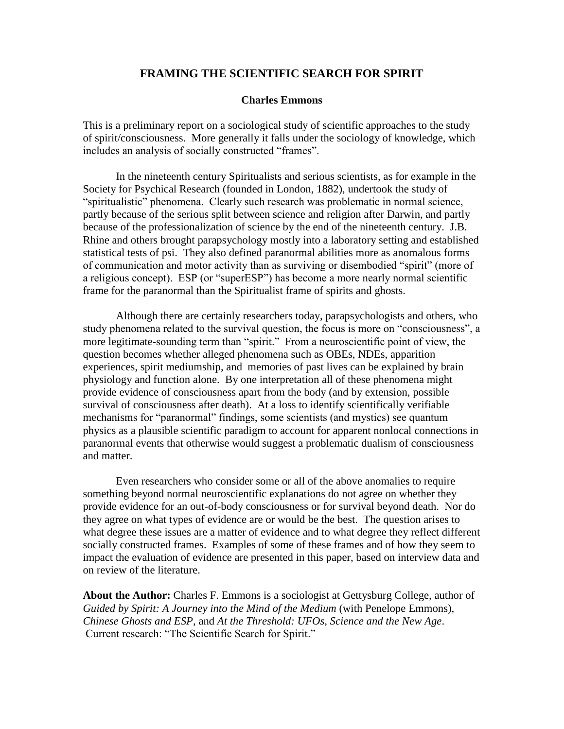## FRAMING THE SCIENTIFIC SEARCH FOR SPIRIT

**Charles Emmons**

This is a preliminary report on a sociological study of scientific approaches to the study of spirit/consciousness. More generally it falls under the sociology of knowledge, which includes an analysis of socially constructed "frames".

In the nineteenth century Spiritualists and serious scientists, as for example in the Society for Psychical Research (founded in London, 1882), undertook the study of "spiritualistic" phenomena. Clearly such research was problematic in normal science, partly because of the serious split between science and religion after Darwin, and partly because of the professionalization of science by the end of the nineteenth century. J.B. Rhine and others brought parapsychology mostly into a laboratory setting and established statistical tests of psi. They also defined paranormal abilities more as anomalous forms of communication and motor activity than as surviving or disembodied "spirit" (more of a religious concept). ESP (or "superESP") has become a more nearly normal scientific frame for the paranormal than the Spiritualist frame of spirits and ghosts.

Although there are certainly researchers today, parapsychologists and others, who study phenomena related to the survival question, the focus is more on "consciousness", a more legitimate-sounding term than "spirit." From a neuroscientific point of view, the question becomes whether alleged phenomena such as OBEs, NDEs, apparition experiences, spirit mediumship, and memories of past lives can be explained by brain physiology and function alone. By one interpretation all of these phenomena might provide evidence of consciousness apart from the body (and by extension, possible survival of consciousness after death). At a loss to identify scientifically verifiable mechanisms for "paranormal" findings, some scientists (and mystics) see quantum physics as a plausible scientific paradigm to account for apparent nonlocal connections in paranormal events that otherwise would suggest a problematic dualism of consciousness and matter.

Even researchers who consider some or all of the above anomalies to require something beyond normal neuroscientific explanations do not agree on whether they provide evidence for an out-of-body consciousness or for survival beyond death. Nor do they agree on what types of evidence are or would be the best. The question arises to what degree these issues are a matter of evidence and to what degree they reflect different socially constructed frames. Examples of some of these frames and of how they seem to impact the evaluation of evidence are presented in this paper, based on interview data and on review of the literature.

**About the Author:** Charles F. Emmons is a sociologist at Gettysburg College, author of *Guided by Spirit: A Journey into the Mind of the Medium* (with Penelope Emmons), *Chinese Ghosts and ESP*, and *At the Threshold: UFOs, Science and the New Age*. Current research: "The Scientific Search for Spirit."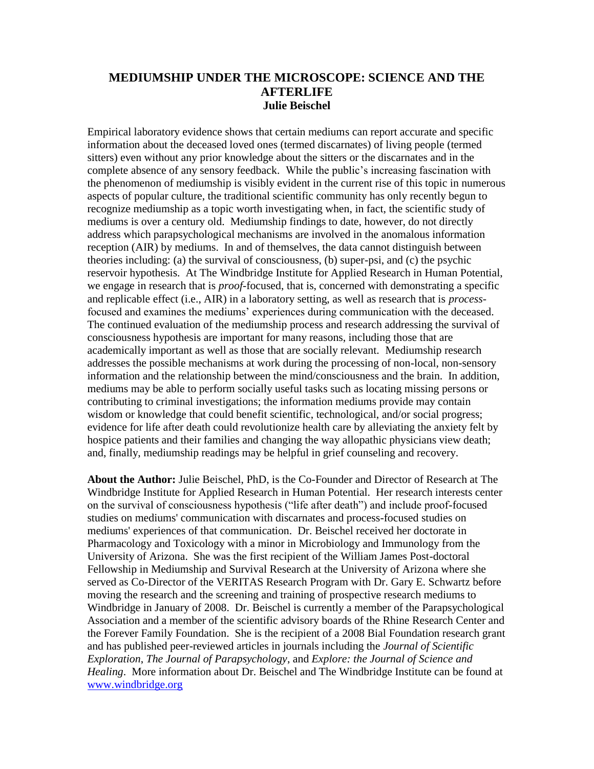## MEDIUMSHIP UNDER THE MICROSCOPE: SCIENCE AND THE AFTERLIFE

**Julie Beischel**

Empirical laboratory evidence shows that certain mediums can report accurate and specific information about the deceased loved ones (termed discarnates) of living people (termed sitters) even without any prior knowledge about the sitters or the discarnates and in the complete absence of any sensory feedback. While the public's increasing fascination with the phenomenon of mediumship is visibly evident in the current rise of this topic in numerous aspects of popular culture, the traditional scientific community has only recently begun to recognize mediumship as a topic worth investigating when, in fact, the scientific study of mediums is over a century old. Mediumship findings to date, however, do not directly address which parapsychological mechanisms are involved in the anomalous information reception (AIR) by mediums. In and of themselves, the data cannot distinguish between theories including: (a) the survival of consciousness, (b) super-psi, and (c) the psychic reservoir hypothesis. At The Windbridge Institute for Applied Research in Human Potential, we engage in research that is *proof*-focused, that is, concerned with demonstrating a specific and replicable effect (i.e., AIR) in a laboratory setting, as well as research that is *process*-focused and examines the mediums' experiences during communication with the deceased. The continued evaluation of the mediumship process and research addressing the survival of consciousness hypothesis are important for many reasons, including those that are academically important as well as those that are socially relevant. Mediumship research addresses the possible mechanisms at work during the processing of non-local, non-sensory information and the relationship between the mind/consciousness and the brain. In addition, mediums may be able to perform socially useful tasks such as locating missing persons or contributing to criminal investigations; the information mediums provide may contain wisdom or knowledge that could benefit scientific, technological, and/or social progress; evidence for life after death could revolutionize health care by alleviating the anxiety felt by hospice patients and their families and changing the way allopathic physicians view death; and, finally, mediumship readings may be helpful in grief counseling and recovery.

**About the Author:** Julie Beischel, PhD, is the Co-Founder and Director of Research at The Windbridge Institute for Applied Research in Human Potential. Her research interests center on the survival of consciousness hypothesis ("life after death") and include proof-focused studies on mediums' communication with discarnates and process-focused studies on mediums' experiences of that communication. Dr. Beischel received her doctorate in Pharmacology and Toxicology with a minor in Microbiology and Immunology from the University of Arizona. She was the first recipient of the William James Post-doctoral Fellowship in Mediumship and Survival Research at the University of Arizona where she served as Co-Director of the VERITAS Research Program with Dr. Gary E. Schwartz before moving the research and the screening and training of prospective research mediums to Windbridge in January of 2008. Dr. Beischel is currently a member of the Parapsychological Association and a member of the scientific advisory boards of the Rhine Research Center and the Forever Family Foundation. She is the recipient of a 2008 Bial Foundation research grant and has published peer-reviewed articles in journals including the *Journal of Scientific Exploration*, *The Journal of Parapsychology*, and *Explore: the Journal of Science and Healing*. More information about Dr. Beischel and The Windbridge Institute can be found at www.windbridge.org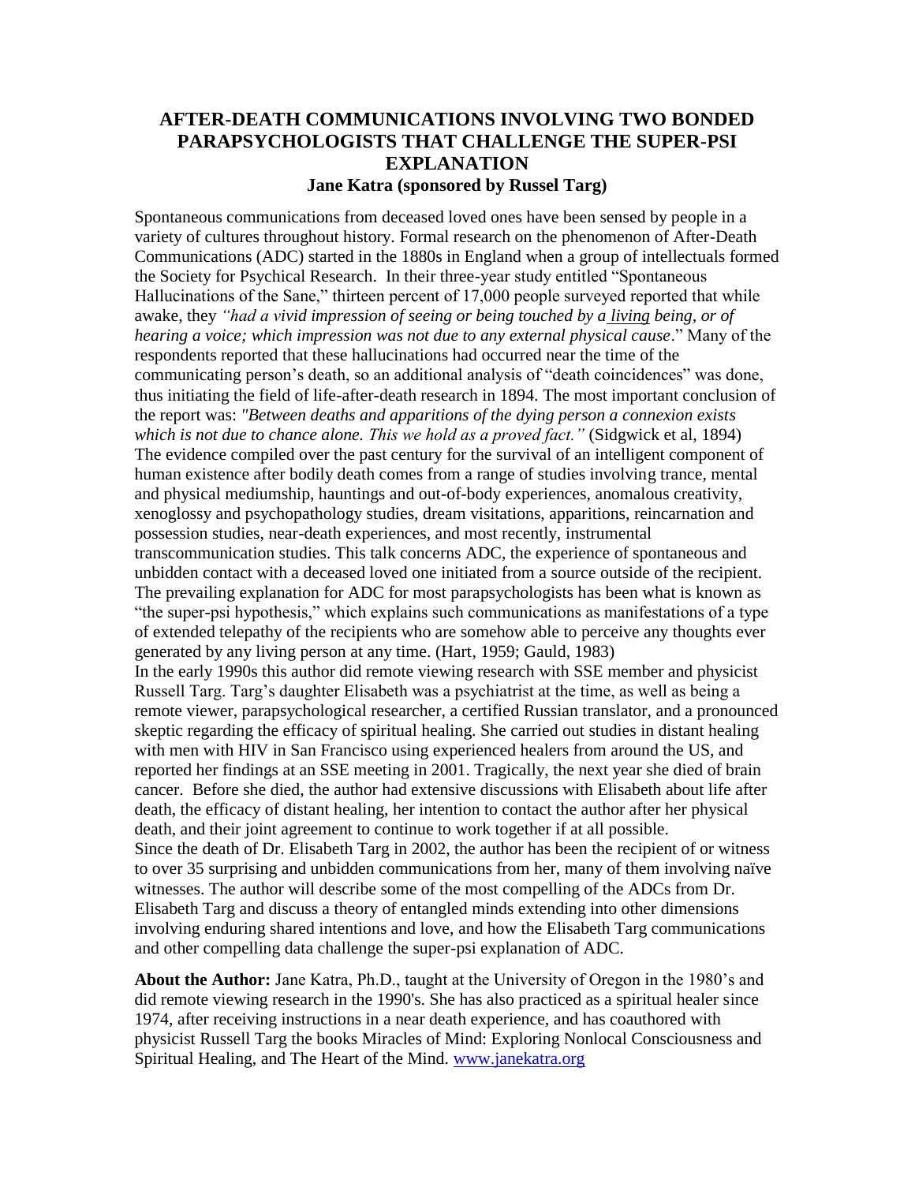# AFTER-DEATH COMMUNICATIONS INVOLVING TWO BONDED PARAPSYCHOLOGISTS THAT CHALLENGE THE SUPER-PSI EXPLANATION

**Jane Katra (sponsored by Russel Targ)**

Spontaneous communications from deceased loved ones have been sensed by people in a variety of cultures throughout history. Formal research on the phenomenon of After-Death Communications (ADC) started in the 1880s in England when a group of intellectuals formed the Society for Psychical Research. In their three-year study entitled "Spontaneous Hallucinations of the Sane," thirteen percent of 17,000 people surveyed reported that while awake, they *"had a vivid impression of seeing or being touched by a living being, or of hearing a voice; which impression was not due to any external physical cause*." Many of the respondents reported that these hallucinations had occurred near the time of the communicating person's death, so an additional analysis of "death coincidences" was done, thus initiating the field of life-after-death research in 1894. The most important conclusion of the report was: *"Between deaths and apparitions of the dying person a connexion exists which is not due to chance alone. This we hold as a proved fact."* (Sidgwick et al, 1894) The evidence compiled over the past century for the survival of an intelligent component of human existence after bodily death comes from a range of studies involving trance, mental and physical mediumship, hauntings and out-of-body experiences, anomalous creativity, xenoglossy and psychopathology studies, dream visitations, apparitions, reincarnation and possession studies, near-death experiences, and most recently, instrumental transcommunication studies. This talk concerns ADC, the experience of spontaneous and unbidden contact with a deceased loved one initiated from a source outside of the recipient. The prevailing explanation for ADC for most parapsychologists has been what is known as "the super-psi hypothesis," which explains such communications as manifestations of a type of extended telepathy of the recipients who are somehow able to perceive any thoughts ever generated by any living person at any time. (Hart, 1959; Gauld, 1983)

In the early 1990s this author did remote viewing research with SSE member and physicist Russell Targ. Targ's daughter Elisabeth was a psychiatrist at the time, as well as being a remote viewer, parapsychological researcher, a certified Russian translator, and a pronounced skeptic regarding the efficacy of spiritual healing. She carried out studies in distant healing with men with HIV in San Francisco using experienced healers from around the US, and reported her findings at an SSE meeting in 2001. Tragically, the next year she died of brain cancer. Before she died, the author had extensive discussions with Elisabeth about life after death, the efficacy of distant healing, her intention to contact the author after her physical death, and their joint agreement to continue to work together if at all possible.

Since the death of Dr. Elisabeth Targ in 2002, the author has been the recipient of or witness to over 35 surprising and unbidden communications from her, many of them involving naïve witnesses. The author will describe some of the most compelling of the ADCs from Dr. Elisabeth Targ and discuss a theory of entangled minds extending into other dimensions involving enduring shared intentions and love, and how the Elisabeth Targ communications and other compelling data challenge the super-psi explanation of ADC.

**About the Author:** Jane Katra, Ph.D., taught at the University of Oregon in the 1980's and did remote viewing research in the 1990's. She has also practiced as a spiritual healer since 1974, after receiving instructions in a near death experience, and has coauthored with physicist Russell Targ the books Miracles of Mind: Exploring Nonlocal Consciousness and Spiritual Healing, and The Heart of the Mind. www.janekatra.org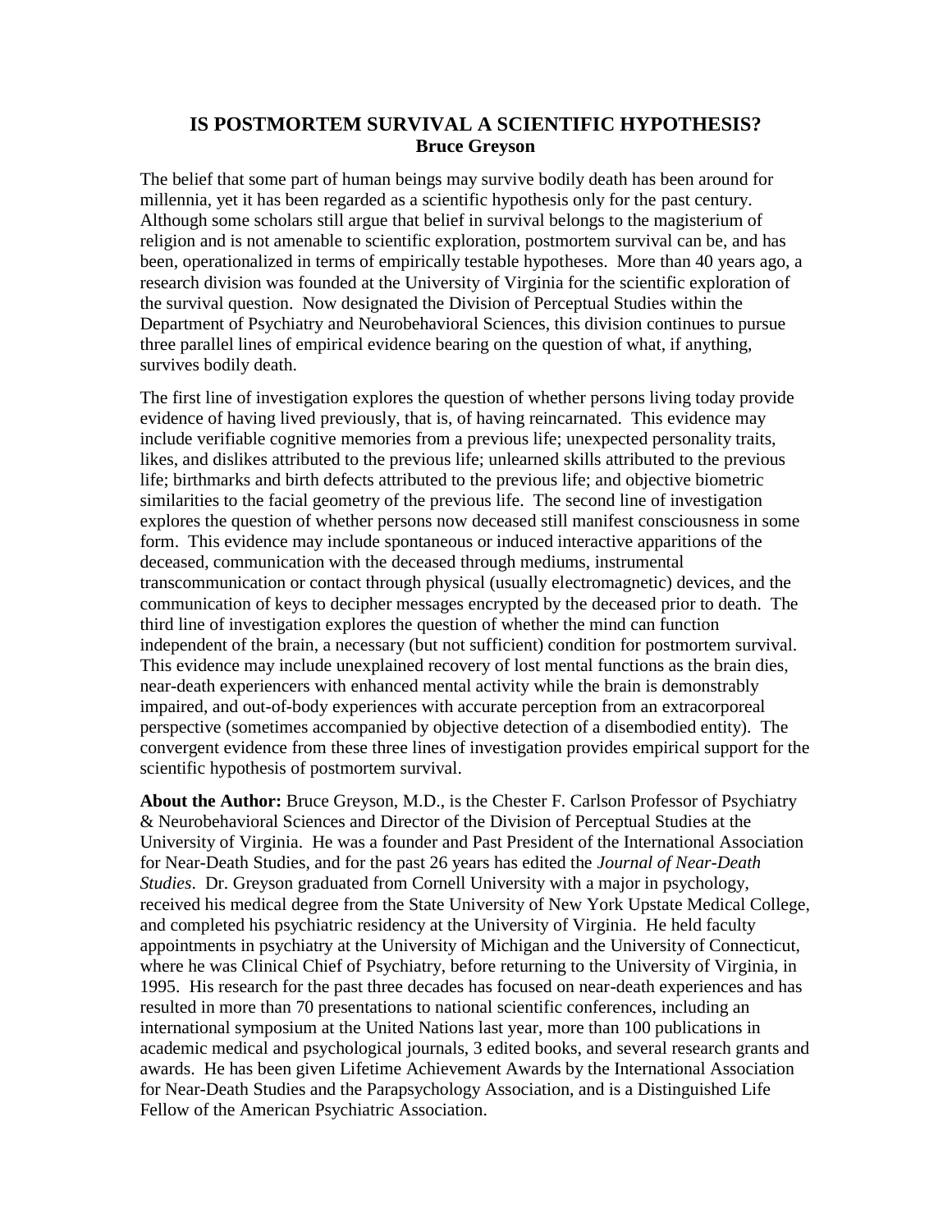## IS POSTMORTEM SURVIVAL A SCIENTIFIC HYPOTHESIS?

**Bruce Greyson**

The belief that some part of human beings may survive bodily death has been around for millennia, yet it has been regarded as a scientific hypothesis only for the past century. Although some scholars still argue that belief in survival belongs to the magisterium of religion and is not amenable to scientific exploration, postmortem survival can be, and has been, operationalized in terms of empirically testable hypotheses. More than 40 years ago, a research division was founded at the University of Virginia for the scientific exploration of the survival question. Now designated the Division of Perceptual Studies within the Department of Psychiatry and Neurobehavioral Sciences, this division continues to pursue three parallel lines of empirical evidence bearing on the question of what, if anything, survives bodily death.

The first line of investigation explores the question of whether persons living today provide evidence of having lived previously, that is, of having reincarnated. This evidence may include verifiable cognitive memories from a previous life; unexpected personality traits, likes, and dislikes attributed to the previous life; unlearned skills attributed to the previous life; birthmarks and birth defects attributed to the previous life; and objective biometric similarities to the facial geometry of the previous life. The second line of investigation explores the question of whether persons now deceased still manifest consciousness in some form. This evidence may include spontaneous or induced interactive apparitions of the deceased, communication with the deceased through mediums, instrumental transcommunication or contact through physical (usually electromagnetic) devices, and the communication of keys to decipher messages encrypted by the deceased prior to death. The third line of investigation explores the question of whether the mind can function independent of the brain, a necessary (but not sufficient) condition for postmortem survival. This evidence may include unexplained recovery of lost mental functions as the brain dies, near-death experiencers with enhanced mental activity while the brain is demonstrably impaired, and out-of-body experiences with accurate perception from an extracorporeal perspective (sometimes accompanied by objective detection of a disembodied entity). The convergent evidence from these three lines of investigation provides empirical support for the scientific hypothesis of postmortem survival.

**About the Author:** Bruce Greyson, M.D., is the Chester F. Carlson Professor of Psychiatry & Neurobehavioral Sciences and Director of the Division of Perceptual Studies at the University of Virginia. He was a founder and Past President of the International Association for Near-Death Studies, and for the past 26 years has edited the *Journal of Near-Death Studies*. Dr. Greyson graduated from Cornell University with a major in psychology, received his medical degree from the State University of New York Upstate Medical College, and completed his psychiatric residency at the University of Virginia. He held faculty appointments in psychiatry at the University of Michigan and the University of Connecticut, where he was Clinical Chief of Psychiatry, before returning to the University of Virginia, in 1995. His research for the past three decades has focused on near-death experiences and has resulted in more than 70 presentations to national scientific conferences, including an international symposium at the United Nations last year, more than 100 publications in academic medical and psychological journals, 3 edited books, and several research grants and awards. He has been given Lifetime Achievement Awards by the International Association for Near-Death Studies and the Parapsychology Association, and is a Distinguished Life Fellow of the American Psychiatric Association.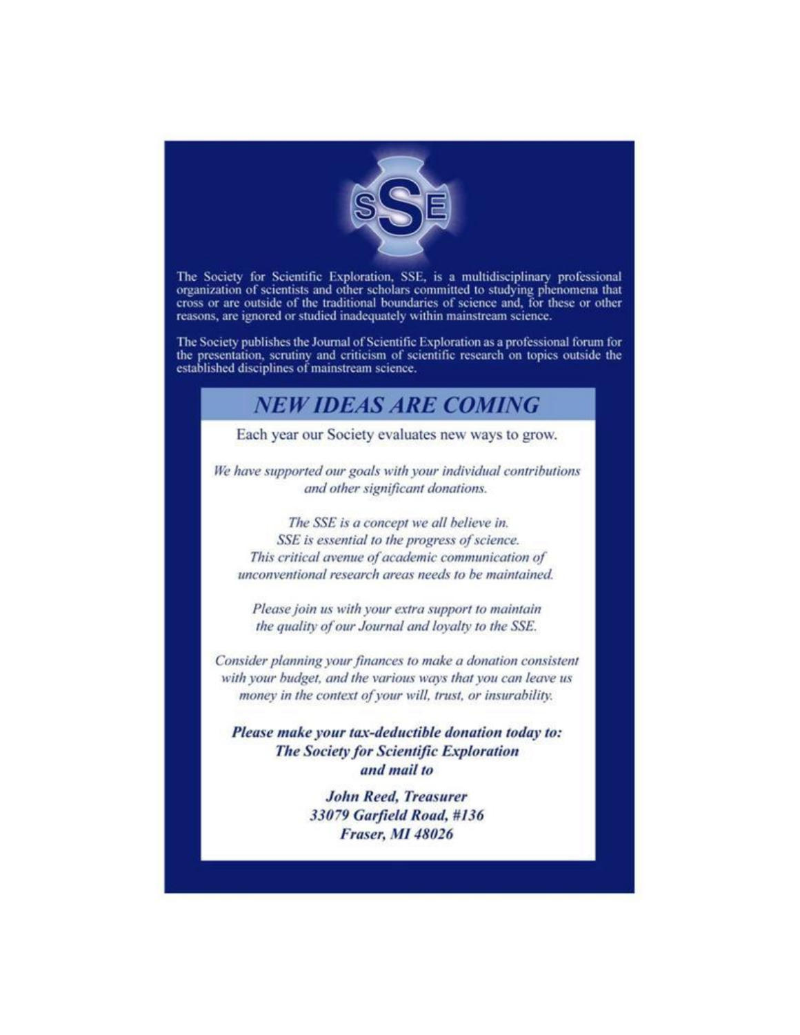The Society for Scientific Exploration, SSE, is a multidisciplinary professional organization of scientists and other scholars committed to studying phenomena that cross or are outside of the traditional boundaries of science and, for these or other reasons, are ignored or studied inadequately within mainstream science.

The Society publishes the Journal of Scientific Exploration as a professional forum for the presentation, scrutiny and criticism of scientific research on topics outside the established disciplines of mainstream science.

## *NEW IDEAS ARE COMING*

Each year our Society evaluates new ways to grow.

*We have supported our goals with your individual contributions and other significant donations.*

*The SSE is a concept we all believe in.*
*SSE is essential to the progress of science.*
*This critical avenue of academic communication of unconventional research areas needs to be maintained.*

*Please join us with your extra support to maintain the quality of our Journal and loyalty to the SSE.*

*Consider planning your finances to make a donation consistent with your budget, and the various ways that you can leave us money in the context of your will, trust, or insurability.*

***Please make your tax-deductible donation today to:***
***The Society for Scientific Exploration***
***and mail to***

***John Reed, Treasurer***
***33079 Garfield Road, #136***
***Fraser, MI 48026***